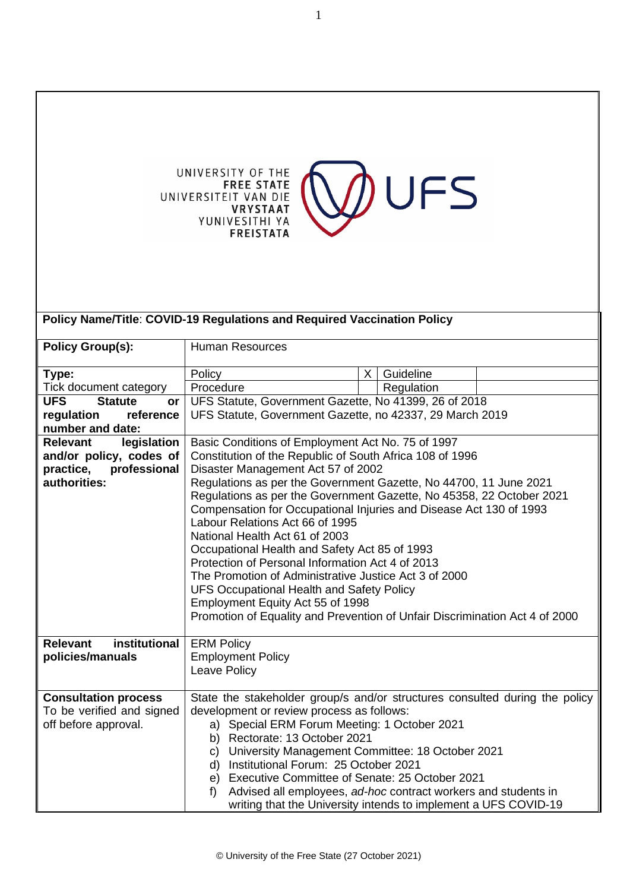UNIVERSITY OF THE FREE STATE
UNIVERSITEIT VAN DIE VRYSTAAT
YUNIVESITHI YA FREISTATA
UFS

**Policy Name/Title**: **COVID-19 Regulations and Required Vaccination Policy**

| | | | | |
|---|---|---|---|---|
| **Policy Group(s):** | Human Resources | | | |
| **Type:**<br>Tick document category | Policy | X | Guideline | |
| | Procedure | | Regulation | |
| **UFS Statute or regulation reference number and date:** | UFS Statute, Government Gazette, No 41399, 26 of 2018<br>UFS Statute, Government Gazette, no 42337, 29 March 2019 | | | |
| **Relevant legislation and/or policy, codes of practice, professional authorities:** | Basic Conditions of Employment Act No. 75 of 1997<br>Constitution of the Republic of South Africa 108 of 1996<br>Disaster Management Act 57 of 2002<br>Regulations as per the Government Gazette, No 44700, 11 June 2021<br>Regulations as per the Government Gazette, No 45358, 22 October 2021<br>Compensation for Occupational Injuries and Disease Act 130 of 1993<br>Labour Relations Act 66 of 1995<br>National Health Act 61 of 2003<br>Occupational Health and Safety Act 85 of 1993<br>Protection of Personal Information Act 4 of 2013<br>The Promotion of Administrative Justice Act 3 of 2000<br>UFS Occupational Health and Safety Policy<br>Employment Equity Act 55 of 1998<br>Promotion of Equality and Prevention of Unfair Discrimination Act 4 of 2000 | | | |
| **Relevant institutional policies/manuals** | ERM Policy<br>Employment Policy<br>Leave Policy | | | |
| **Consultation process**<br>To be verified and signed off before approval. | State the stakeholder group/s and/or structures consulted during the policy development or review process as follows:<br>a) Special ERM Forum Meeting: 1 October 2021<br>b) Rectorate: 13 October 2021<br>c) University Management Committee: 18 October 2021<br>d) Institutional Forum: 25 October 2021<br>e) Executive Committee of Senate: 25 October 2021<br>f) Advised all employees, *ad-hoc* contract workers and students in writing that the University intends to implement a UFS COVID-19 | | | |

© University of the Free State (27 October 2021)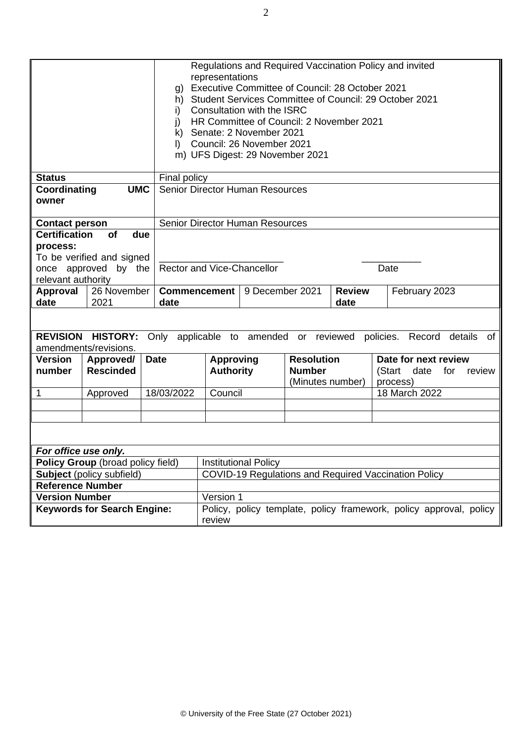| | |
|---|---|
| | Regulations and Required Vaccination Policy and invited representations<br>g) Executive Committee of Council: 28 October 2021<br>h) Student Services Committee of Council: 29 October 2021<br>i) Consultation with the ISRC<br>j) HR Committee of Council: 2 November 2021<br>k) Senate: 2 November 2021<br>l) Council: 26 November 2021<br>m) UFS Digest: 29 November 2021 |
| **Status** | Final policy |
| **Coordinating UMC owner** | Senior Director Human Resources |
| **Contact person** | Senior Director Human Resources |
| **Certification of due process:**<br>To be verified and signed once approved by the relevant authority | _______________________ ___________<br>Rector and Vice-Chancellor Date |

| **Approval date** | 26 November 2021 | **Commencement date** | 9 December 2021 | **Review date** | February 2023 |
|---|---|---|---|---|---|

**REVISION HISTORY:** Only applicable to amended or reviewed policies. Record details of amendments/revisions.

| Version number | Approved/ Rescinded | Date | Approving Authority | Resolution Number (Minutes number) | Date for next review (Start date for review process) |
|---|---|---|---|---|---|
| 1 | Approved | 18/03/2022 | Council | | 18 March 2022 |
| | | | | | |
| | | | | | |

***For office use only.***

| | |
|---|---|
| **Policy Group** (broad policy field) | Institutional Policy |
| **Subject** (policy subfield) | COVID-19 Regulations and Required Vaccination Policy |
| **Reference Number** | |
| **Version Number** | Version 1 |
| **Keywords for Search Engine:** | Policy, policy template, policy framework, policy approval, policy review |

© University of the Free State (27 October 2021)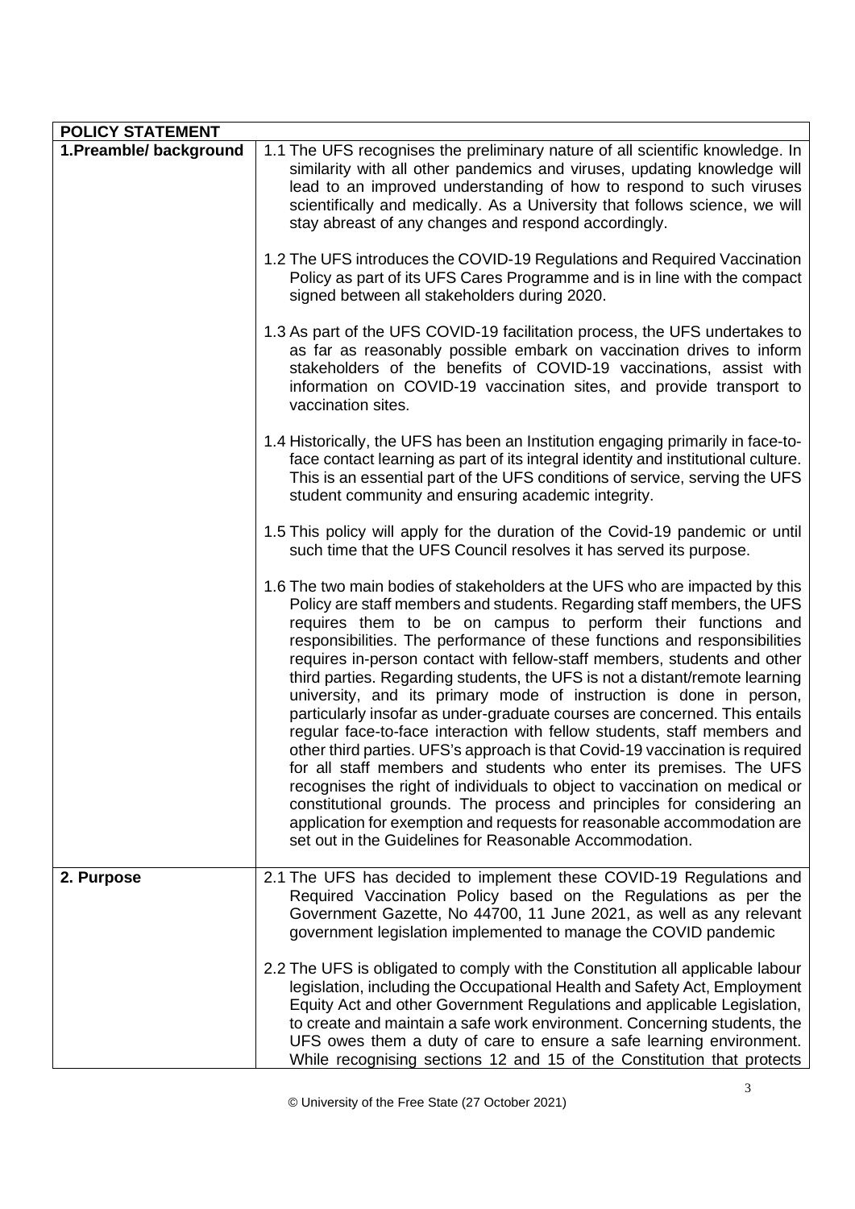| POLICY STATEMENT | |
|---|---|
| **1.Preamble/ background** | 1.1 The UFS recognises the preliminary nature of all scientific knowledge. In similarity with all other pandemics and viruses, updating knowledge will lead to an improved understanding of how to respond to such viruses scientifically and medically. As a University that follows science, we will stay abreast of any changes and respond accordingly.<br><br>1.2 The UFS introduces the COVID-19 Regulations and Required Vaccination Policy as part of its UFS Cares Programme and is in line with the compact signed between all stakeholders during 2020.<br><br>1.3 As part of the UFS COVID-19 facilitation process, the UFS undertakes to as far as reasonably possible embark on vaccination drives to inform stakeholders of the benefits of COVID-19 vaccinations, assist with information on COVID-19 vaccination sites, and provide transport to vaccination sites.<br><br>1.4 Historically, the UFS has been an Institution engaging primarily in face-to-face contact learning as part of its integral identity and institutional culture. This is an essential part of the UFS conditions of service, serving the UFS student community and ensuring academic integrity.<br><br>1.5 This policy will apply for the duration of the Covid-19 pandemic or until such time that the UFS Council resolves it has served its purpose.<br><br>1.6 The two main bodies of stakeholders at the UFS who are impacted by this Policy are staff members and students. Regarding staff members, the UFS requires them to be on campus to perform their functions and responsibilities. The performance of these functions and responsibilities requires in-person contact with fellow-staff members, students and other third parties. Regarding students, the UFS is not a distant/remote learning university, and its primary mode of instruction is done in person, particularly insofar as under-graduate courses are concerned. This entails regular face-to-face interaction with fellow students, staff members and other third parties. UFS's approach is that Covid-19 vaccination is required for all staff members and students who enter its premises. The UFS recognises the right of individuals to object to vaccination on medical or constitutional grounds. The process and principles for considering an application for exemption and requests for reasonable accommodation are set out in the Guidelines for Reasonable Accommodation. |
| **2. Purpose** | 2.1 The UFS has decided to implement these COVID-19 Regulations and Required Vaccination Policy based on the Regulations as per the Government Gazette, No 44700, 11 June 2021, as well as any relevant government legislation implemented to manage the COVID pandemic<br><br>2.2 The UFS is obligated to comply with the Constitution all applicable labour legislation, including the Occupational Health and Safety Act, Employment Equity Act and other Government Regulations and applicable Legislation, to create and maintain a safe work environment. Concerning students, the UFS owes them a duty of care to ensure a safe learning environment. While recognising sections 12 and 15 of the Constitution that protects |

© University of the Free State (27 October 2021)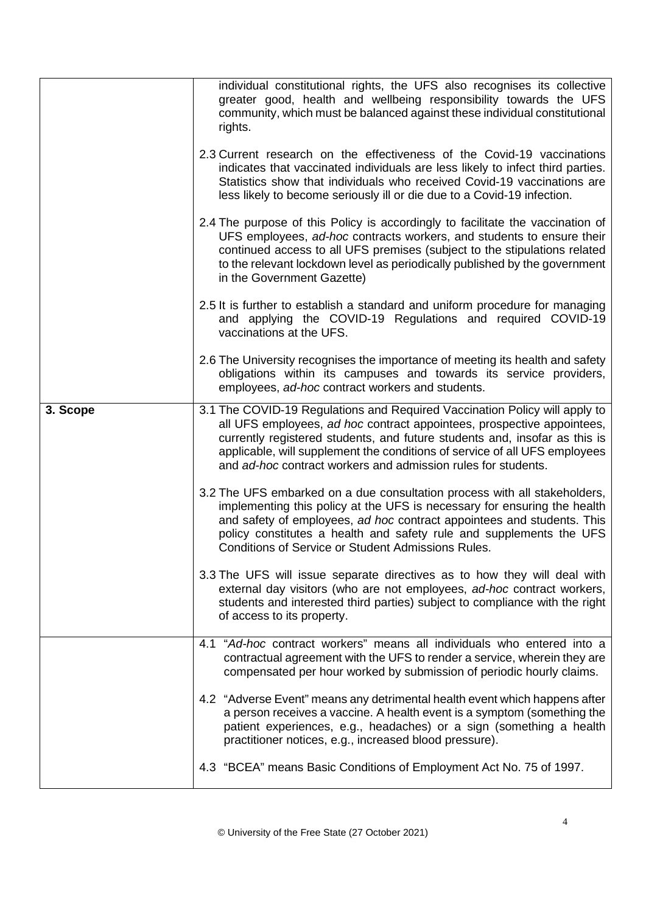| | |
|---|---|
| | individual constitutional rights, the UFS also recognises its collective greater good, health and wellbeing responsibility towards the UFS community, which must be balanced against these individual constitutional rights.<br><br>2.3 Current research on the effectiveness of the Covid-19 vaccinations indicates that vaccinated individuals are less likely to infect third parties. Statistics show that individuals who received Covid-19 vaccinations are less likely to become seriously ill or die due to a Covid-19 infection.<br><br>2.4 The purpose of this Policy is accordingly to facilitate the vaccination of UFS employees, *ad-hoc* contracts workers, and students to ensure their continued access to all UFS premises (subject to the stipulations related to the relevant lockdown level as periodically published by the government in the Government Gazette)<br><br>2.5 It is further to establish a standard and uniform procedure for managing and applying the COVID-19 Regulations and required COVID-19 vaccinations at the UFS.<br><br>2.6 The University recognises the importance of meeting its health and safety obligations within its campuses and towards its service providers, employees, *ad-hoc* contract workers and students. |
| **3. Scope** | 3.1 The COVID-19 Regulations and Required Vaccination Policy will apply to all UFS employees, *ad hoc* contract appointees, prospective appointees, currently registered students, and future students and, insofar as this is applicable, will supplement the conditions of service of all UFS employees and *ad-hoc* contract workers and admission rules for students.<br><br>3.2 The UFS embarked on a due consultation process with all stakeholders, implementing this policy at the UFS is necessary for ensuring the health and safety of employees, *ad hoc* contract appointees and students. This policy constitutes a health and safety rule and supplements the UFS Conditions of Service or Student Admissions Rules.<br><br>3.3 The UFS will issue separate directives as to how they will deal with external day visitors (who are not employees, *ad-hoc* contract workers, students and interested third parties) subject to compliance with the right of access to its property. |
| | 4.1 "*Ad-hoc* contract workers" means all individuals who entered into a contractual agreement with the UFS to render a service, wherein they are compensated per hour worked by submission of periodic hourly claims.<br><br>4.2 "Adverse Event" means any detrimental health event which happens after a person receives a vaccine. A health event is a symptom (something the patient experiences, e.g., headaches) or a sign (something a health practitioner notices, e.g., increased blood pressure).<br><br>4.3 "BCEA" means Basic Conditions of Employment Act No. 75 of 1997. |

© University of the Free State (27 October 2021)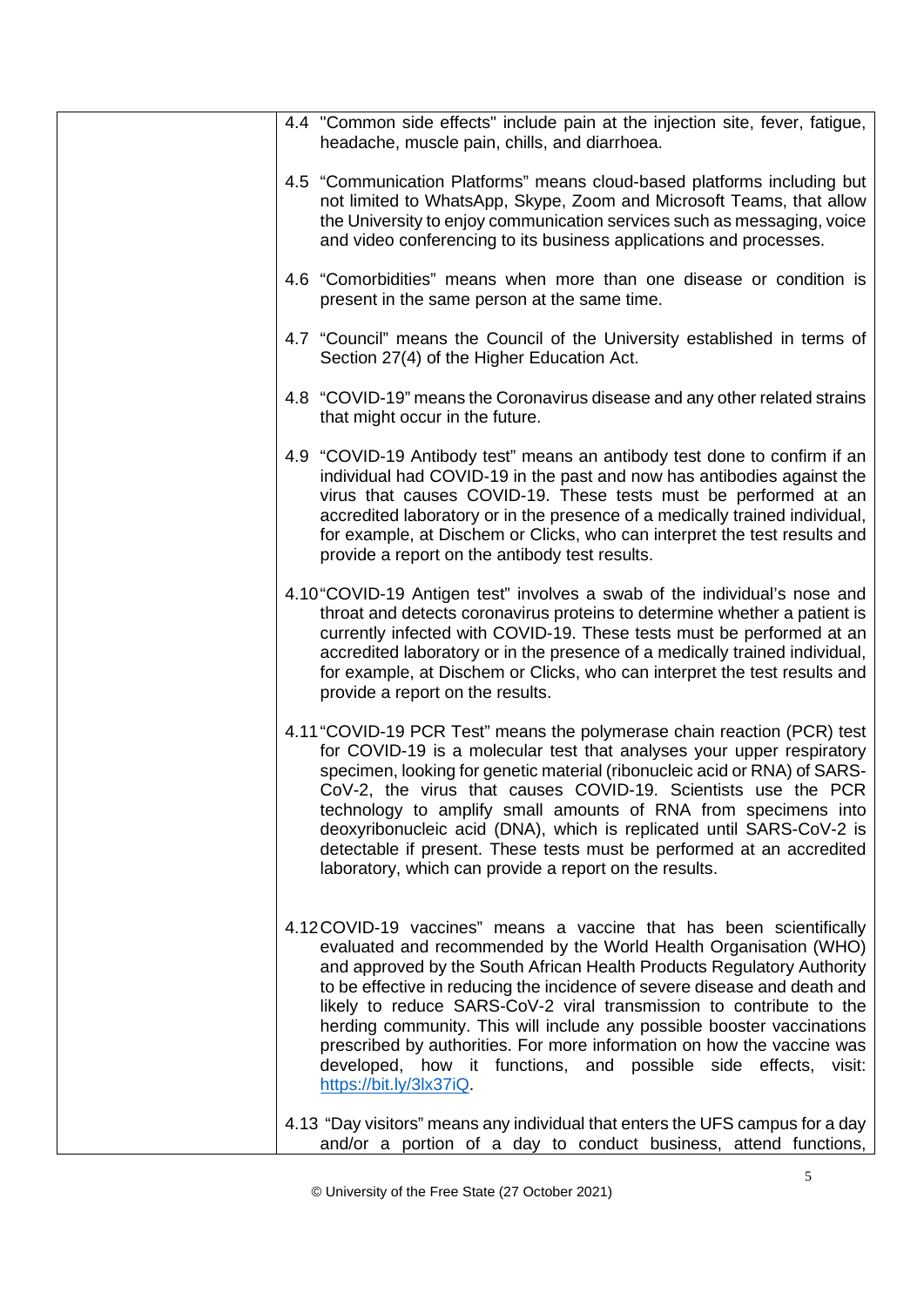4.4 "Common side effects" include pain at the injection site, fever, fatigue, headache, muscle pain, chills, and diarrhoea.

4.5 "Communication Platforms" means cloud-based platforms including but not limited to WhatsApp, Skype, Zoom and Microsoft Teams, that allow the University to enjoy communication services such as messaging, voice and video conferencing to its business applications and processes.

4.6 "Comorbidities" means when more than one disease or condition is present in the same person at the same time.

4.7 "Council" means the Council of the University established in terms of Section 27(4) of the Higher Education Act.

4.8 "COVID-19" means the Coronavirus disease and any other related strains that might occur in the future.

4.9 "COVID-19 Antibody test" means an antibody test done to confirm if an individual had COVID-19 in the past and now has antibodies against the virus that causes COVID-19. These tests must be performed at an accredited laboratory or in the presence of a medically trained individual, for example, at Dischem or Clicks, who can interpret the test results and provide a report on the antibody test results.

4.10 "COVID-19 Antigen test" involves a swab of the individual's nose and throat and detects coronavirus proteins to determine whether a patient is currently infected with COVID-19. These tests must be performed at an accredited laboratory or in the presence of a medically trained individual, for example, at Dischem or Clicks, who can interpret the test results and provide a report on the results.

4.11 "COVID-19 PCR Test" means the polymerase chain reaction (PCR) test for COVID-19 is a molecular test that analyses your upper respiratory specimen, looking for genetic material (ribonucleic acid or RNA) of SARS-CoV-2, the virus that causes COVID-19. Scientists use the PCR technology to amplify small amounts of RNA from specimens into deoxyribonucleic acid (DNA), which is replicated until SARS-CoV-2 is detectable if present. These tests must be performed at an accredited laboratory, which can provide a report on the results.

4.12 COVID-19 vaccines" means a vaccine that has been scientifically evaluated and recommended by the World Health Organisation (WHO) and approved by the South African Health Products Regulatory Authority to be effective in reducing the incidence of severe disease and death and likely to reduce SARS-CoV-2 viral transmission to contribute to the herding community. This will include any possible booster vaccinations prescribed by authorities. For more information on how the vaccine was developed, how it functions, and possible side effects, visit: [https://bit.ly/3lx37iQ](https://bit.ly/3lx37iQ).

4.13 "Day visitors" means any individual that enters the UFS campus for a day and/or a portion of a day to conduct business, attend functions,

© University of the Free State (27 October 2021)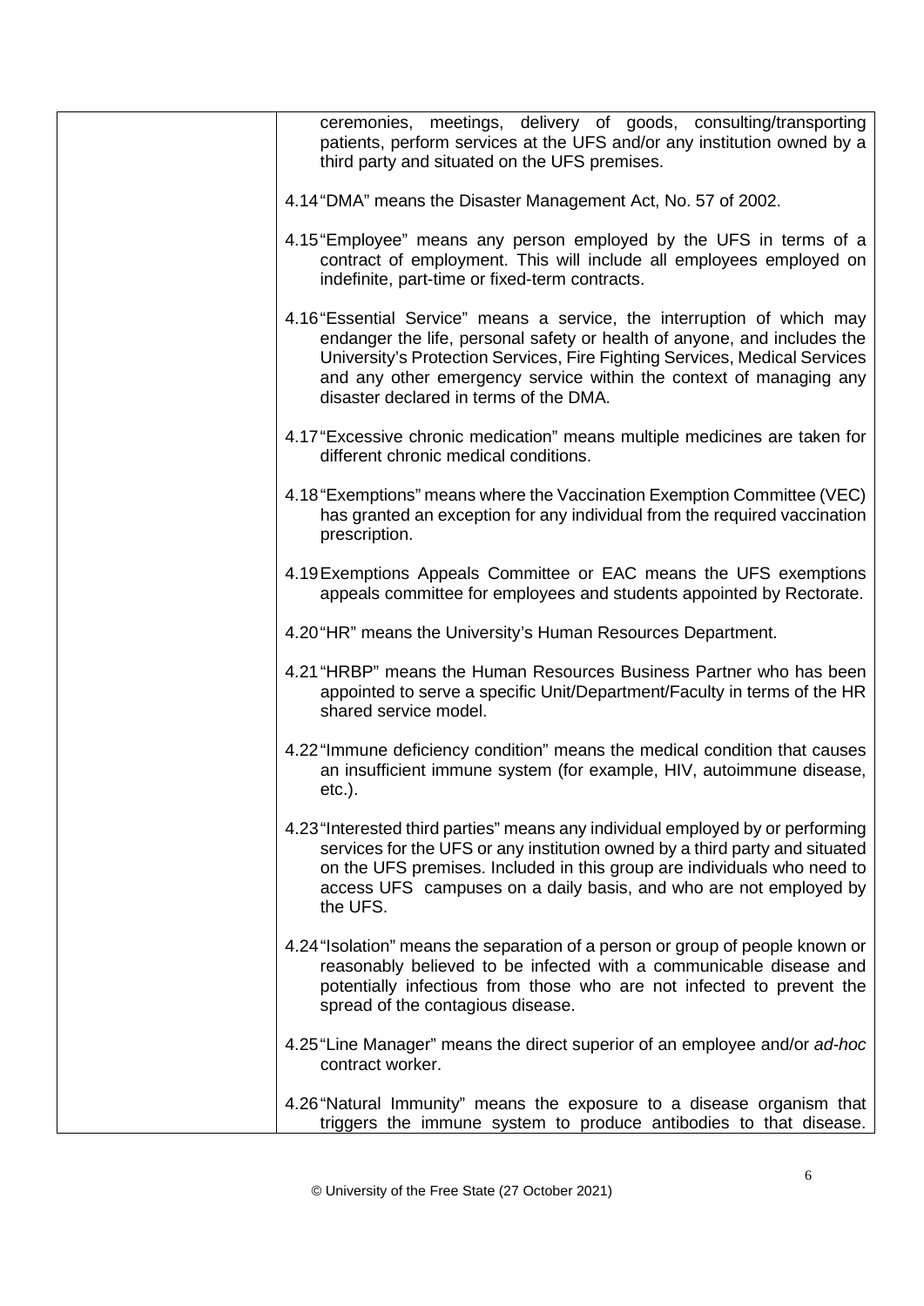ceremonies, meetings, delivery of goods, consulting/transporting patients, perform services at the UFS and/or any institution owned by a third party and situated on the UFS premises.

4.14 "DMA" means the Disaster Management Act, No. 57 of 2002.

4.15 "Employee" means any person employed by the UFS in terms of a contract of employment. This will include all employees employed on indefinite, part-time or fixed-term contracts.

4.16 "Essential Service" means a service, the interruption of which may endanger the life, personal safety or health of anyone, and includes the University's Protection Services, Fire Fighting Services, Medical Services and any other emergency service within the context of managing any disaster declared in terms of the DMA.

4.17 "Excessive chronic medication" means multiple medicines are taken for different chronic medical conditions.

4.18 "Exemptions" means where the Vaccination Exemption Committee (VEC) has granted an exception for any individual from the required vaccination prescription.

4.19 Exemptions Appeals Committee or EAC means the UFS exemptions appeals committee for employees and students appointed by Rectorate.

4.20 "HR" means the University's Human Resources Department.

4.21 "HRBP" means the Human Resources Business Partner who has been appointed to serve a specific Unit/Department/Faculty in terms of the HR shared service model.

4.22 "Immune deficiency condition" means the medical condition that causes an insufficient immune system (for example, HIV, autoimmune disease, etc.).

4.23 "Interested third parties" means any individual employed by or performing services for the UFS or any institution owned by a third party and situated on the UFS premises. Included in this group are individuals who need to access UFS campuses on a daily basis, and who are not employed by the UFS.

4.24 "Isolation" means the separation of a person or group of people known or reasonably believed to be infected with a communicable disease and potentially infectious from those who are not infected to prevent the spread of the contagious disease.

4.25 "Line Manager" means the direct superior of an employee and/or *ad-hoc* contract worker.

4.26 "Natural Immunity" means the exposure to a disease organism that triggers the immune system to produce antibodies to that disease.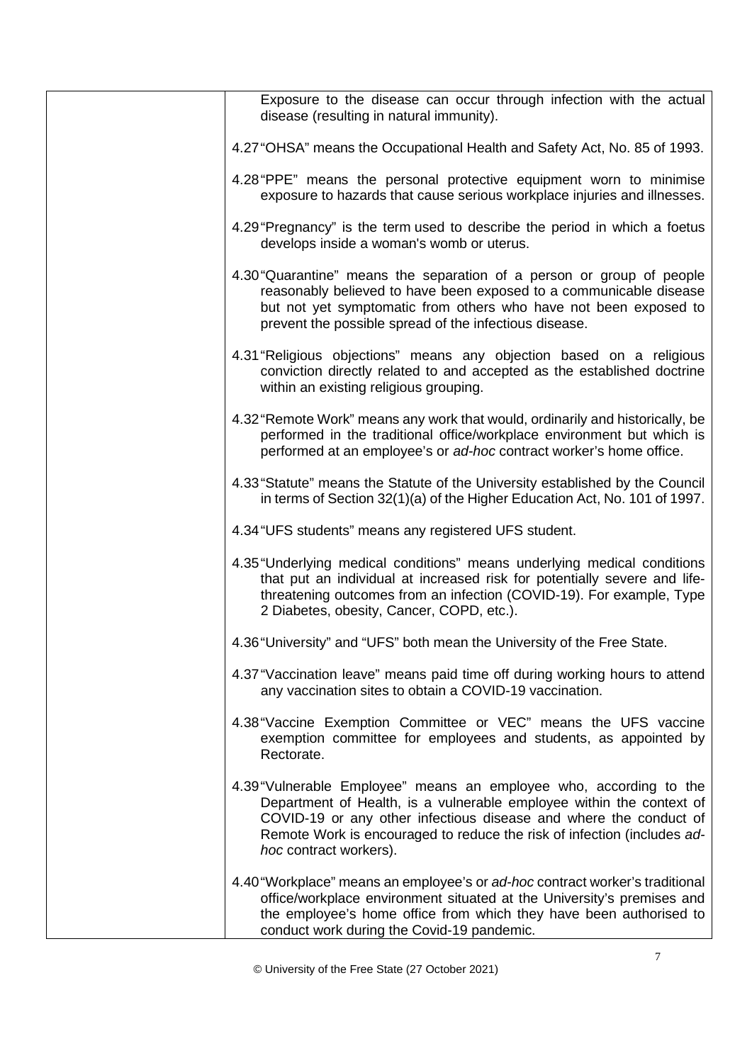Exposure to the disease can occur through infection with the actual disease (resulting in natural immunity).

4.27 "OHSA" means the Occupational Health and Safety Act, No. 85 of 1993.

4.28 "PPE" means the personal protective equipment worn to minimise exposure to hazards that cause serious workplace injuries and illnesses.

4.29 "Pregnancy" is the term used to describe the period in which a foetus develops inside a woman's womb or uterus.

4.30 "Quarantine" means the separation of a person or group of people reasonably believed to have been exposed to a communicable disease but not yet symptomatic from others who have not been exposed to prevent the possible spread of the infectious disease.

4.31 "Religious objections" means any objection based on a religious conviction directly related to and accepted as the established doctrine within an existing religious grouping.

4.32 "Remote Work" means any work that would, ordinarily and historically, be performed in the traditional office/workplace environment but which is performed at an employee's or *ad-hoc* contract worker's home office.

4.33 "Statute" means the Statute of the University established by the Council in terms of Section 32(1)(a) of the Higher Education Act, No. 101 of 1997.

4.34 "UFS students" means any registered UFS student.

4.35 "Underlying medical conditions" means underlying medical conditions that put an individual at increased risk for potentially severe and life-threatening outcomes from an infection (COVID-19). For example, Type 2 Diabetes, obesity, Cancer, COPD, etc.).

4.36 "University" and "UFS" both mean the University of the Free State.

4.37 "Vaccination leave" means paid time off during working hours to attend any vaccination sites to obtain a COVID-19 vaccination.

4.38 "Vaccine Exemption Committee or VEC" means the UFS vaccine exemption committee for employees and students, as appointed by Rectorate.

4.39 "Vulnerable Employee" means an employee who, according to the Department of Health, is a vulnerable employee within the context of COVID-19 or any other infectious disease and where the conduct of Remote Work is encouraged to reduce the risk of infection (includes *ad-hoc* contract workers).

4.40 "Workplace" means an employee's or *ad-hoc* contract worker's traditional office/workplace environment situated at the University's premises and the employee's home office from which they have been authorised to conduct work during the Covid-19 pandemic.

© University of the Free State (27 October 2021)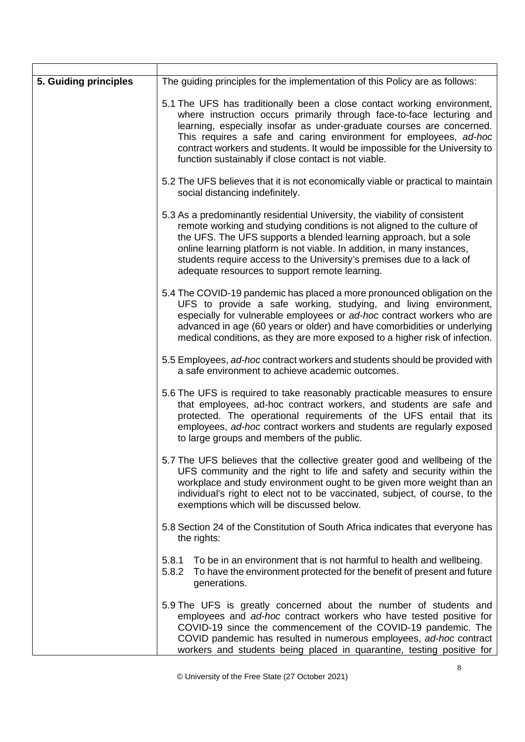| | |
|---|---|
| **5. Guiding principles** | The guiding principles for the implementation of this Policy are as follows:<br><br>5.1 The UFS has traditionally been a close contact working environment, where instruction occurs primarily through face-to-face lecturing and learning, especially insofar as under-graduate courses are concerned. This requires a safe and caring environment for employees, *ad-hoc* contract workers and students. It would be impossible for the University to function sustainably if close contact is not viable.<br><br>5.2 The UFS believes that it is not economically viable or practical to maintain social distancing indefinitely.<br><br>5.3 As a predominantly residential University, the viability of consistent remote working and studying conditions is not aligned to the culture of the UFS. The UFS supports a blended learning approach, but a sole online learning platform is not viable. In addition, in many instances, students require access to the University's premises due to a lack of adequate resources to support remote learning.<br><br>5.4 The COVID-19 pandemic has placed a more pronounced obligation on the UFS to provide a safe working, studying, and living environment, especially for vulnerable employees or *ad-hoc* contract workers who are advanced in age (60 years or older) and have comorbidities or underlying medical conditions, as they are more exposed to a higher risk of infection.<br><br>5.5 Employees, *ad-hoc* contract workers and students should be provided with a safe environment to achieve academic outcomes.<br><br>5.6 The UFS is required to take reasonably practicable measures to ensure that employees, ad-hoc contract workers, and students are safe and protected. The operational requirements of the UFS entail that its employees, *ad-hoc* contract workers and students are regularly exposed to large groups and members of the public.<br><br>5.7 The UFS believes that the collective greater good and wellbeing of the UFS community and the right to life and safety and security within the workplace and study environment ought to be given more weight than an individual's right to elect not to be vaccinated, subject, of course, to the exemptions which will be discussed below.<br><br>5.8 Section 24 of the Constitution of South Africa indicates that everyone has the rights:<br><br>5.8.1 To be in an environment that is not harmful to health and wellbeing.<br>5.8.2 To have the environment protected for the benefit of present and future generations.<br><br>5.9 The UFS is greatly concerned about the number of students and employees and *ad-hoc* contract workers who have tested positive for COVID-19 since the commencement of the COVID-19 pandemic. The COVID pandemic has resulted in numerous employees, *ad-hoc* contract workers and students being placed in quarantine, testing positive for |

© University of the Free State (27 October 2021)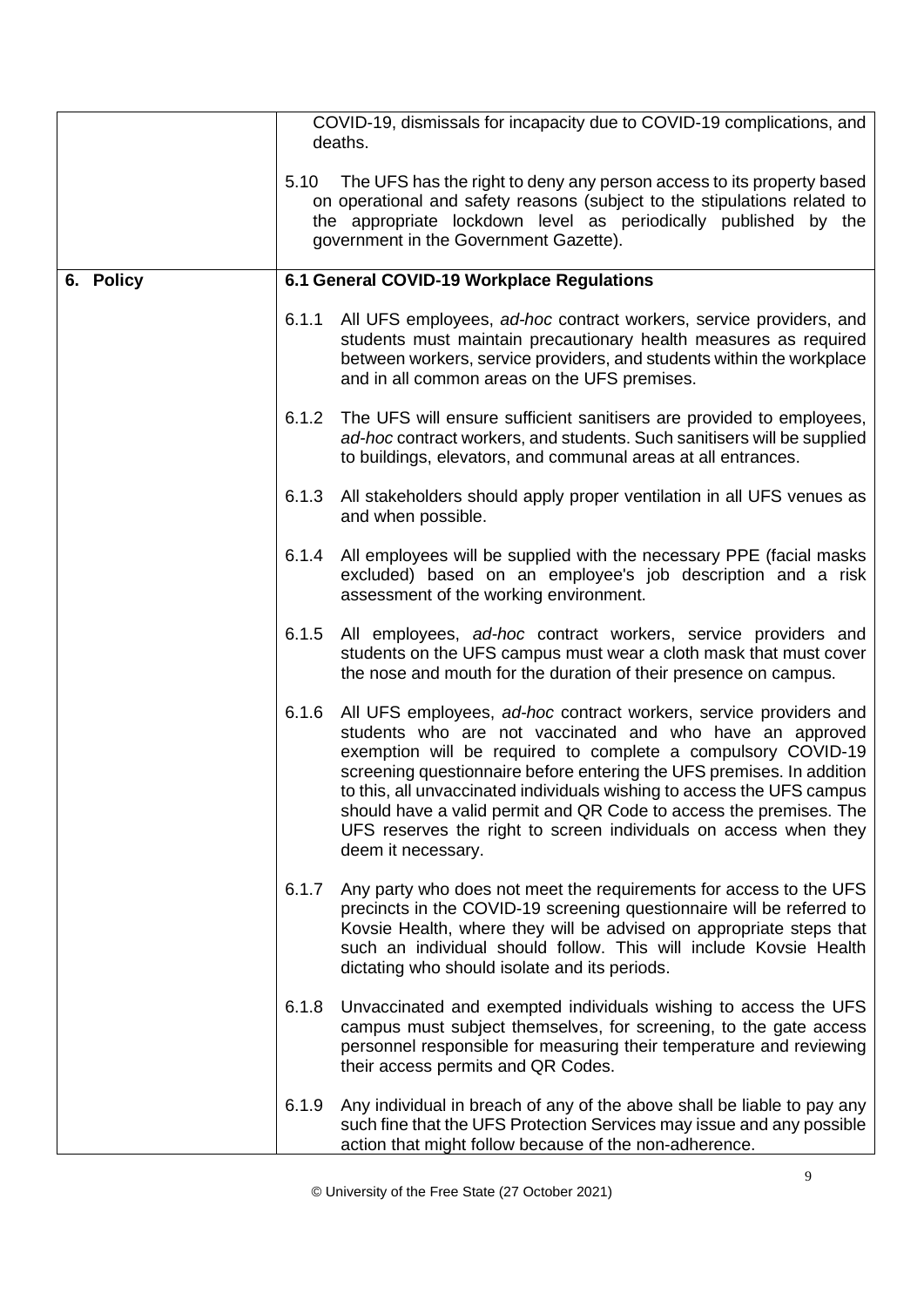| | |
|---|---|
| | COVID-19, dismissals for incapacity due to COVID-19 complications, and deaths.<br><br>5.10 The UFS has the right to deny any person access to its property based on operational and safety reasons (subject to the stipulations related to the appropriate lockdown level as periodically published by the government in the Government Gazette). |
| **6. Policy** | **6.1 General COVID-19 Workplace Regulations**<br><br>6.1.1 All UFS employees, *ad-hoc* contract workers, service providers, and students must maintain precautionary health measures as required between workers, service providers, and students within the workplace and in all common areas on the UFS premises.<br><br>6.1.2 The UFS will ensure sufficient sanitisers are provided to employees, *ad-hoc* contract workers, and students. Such sanitisers will be supplied to buildings, elevators, and communal areas at all entrances.<br><br>6.1.3 All stakeholders should apply proper ventilation in all UFS venues as and when possible.<br><br>6.1.4 All employees will be supplied with the necessary PPE (facial masks excluded) based on an employee's job description and a risk assessment of the working environment.<br><br>6.1.5 All employees, *ad-hoc* contract workers, service providers and students on the UFS campus must wear a cloth mask that must cover the nose and mouth for the duration of their presence on campus.<br><br>6.1.6 All UFS employees, *ad-hoc* contract workers, service providers and students who are not vaccinated and who have an approved exemption will be required to complete a compulsory COVID-19 screening questionnaire before entering the UFS premises. In addition to this, all unvaccinated individuals wishing to access the UFS campus should have a valid permit and QR Code to access the premises. The UFS reserves the right to screen individuals on access when they deem it necessary.<br><br>6.1.7 Any party who does not meet the requirements for access to the UFS precincts in the COVID-19 screening questionnaire will be referred to Kovsie Health, where they will be advised on appropriate steps that such an individual should follow. This will include Kovsie Health dictating who should isolate and its periods.<br><br>6.1.8 Unvaccinated and exempted individuals wishing to access the UFS campus must subject themselves, for screening, to the gate access personnel responsible for measuring their temperature and reviewing their access permits and QR Codes.<br><br>6.1.9 Any individual in breach of any of the above shall be liable to pay any such fine that the UFS Protection Services may issue and any possible action that might follow because of the non-adherence. |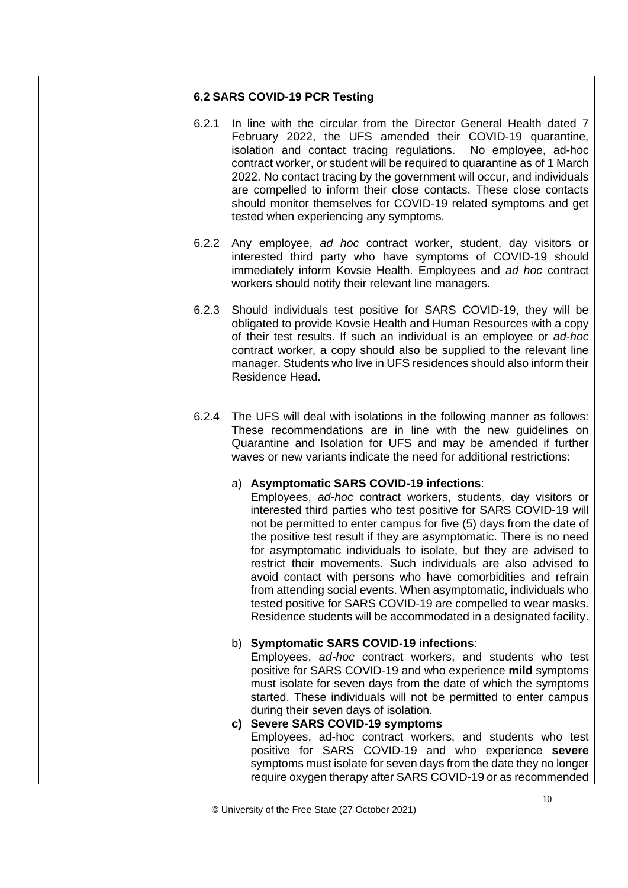### 6.2 SARS COVID-19 PCR Testing

6.2.1 In line with the circular from the Director General Health dated 7 February 2022, the UFS amended their COVID-19 quarantine, isolation and contact tracing regulations. No employee, ad-hoc contract worker, or student will be required to quarantine as of 1 March 2022. No contact tracing by the government will occur, and individuals are compelled to inform their close contacts. These close contacts should monitor themselves for COVID-19 related symptoms and get tested when experiencing any symptoms.

6.2.2 Any employee, *ad hoc* contract worker, student, day visitors or interested third party who have symptoms of COVID-19 should immediately inform Kovsie Health. Employees and *ad hoc* contract workers should notify their relevant line managers.

6.2.3 Should individuals test positive for SARS COVID-19, they will be obligated to provide Kovsie Health and Human Resources with a copy of their test results. If such an individual is an employee or *ad-hoc* contract worker, a copy should also be supplied to the relevant line manager. Students who live in UFS residences should also inform their Residence Head.

6.2.4 The UFS will deal with isolations in the following manner as follows: These recommendations are in line with the new guidelines on Quarantine and Isolation for UFS and may be amended if further waves or new variants indicate the need for additional restrictions:

a) **Asymptomatic SARS COVID-19 infections**:
Employees, *ad-hoc* contract workers, students, day visitors or interested third parties who test positive for SARS COVID-19 will not be permitted to enter campus for five (5) days from the date of the positive test result if they are asymptomatic. There is no need for asymptomatic individuals to isolate, but they are advised to restrict their movements. Such individuals are also advised to avoid contact with persons who have comorbidities and refrain from attending social events. When asymptomatic, individuals who tested positive for SARS COVID-19 are compelled to wear masks. Residence students will be accommodated in a designated facility.

b) **Symptomatic SARS COVID-19 infections**:
Employees, *ad-hoc* contract workers, and students who test positive for SARS COVID-19 and who experience **mild** symptoms must isolate for seven days from the date of which the symptoms started. These individuals will not be permitted to enter campus during their seven days of isolation.

**c) Severe SARS COVID-19 symptoms**
Employees, ad-hoc contract workers, and students who test positive for SARS COVID-19 and who experience **severe** symptoms must isolate for seven days from the date they no longer require oxygen therapy after SARS COVID-19 or as recommended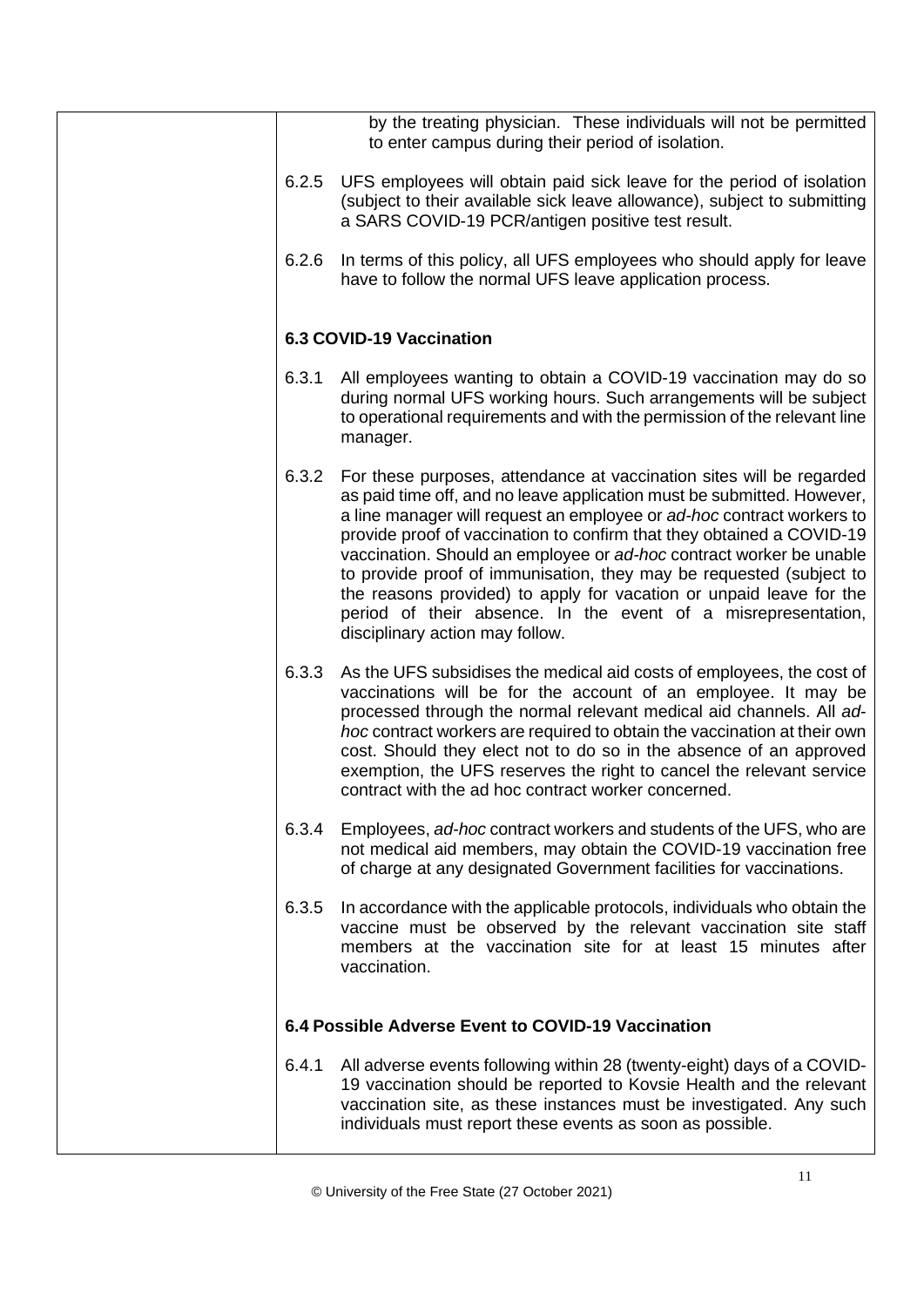by the treating physician. These individuals will not be permitted to enter campus during their period of isolation.

6.2.5 UFS employees will obtain paid sick leave for the period of isolation (subject to their available sick leave allowance), subject to submitting a SARS COVID-19 PCR/antigen positive test result.

6.2.6 In terms of this policy, all UFS employees who should apply for leave have to follow the normal UFS leave application process.

**6.3 COVID-19 Vaccination**

6.3.1 All employees wanting to obtain a COVID-19 vaccination may do so during normal UFS working hours. Such arrangements will be subject to operational requirements and with the permission of the relevant line manager.

6.3.2 For these purposes, attendance at vaccination sites will be regarded as paid time off, and no leave application must be submitted. However, a line manager will request an employee or *ad-hoc* contract workers to provide proof of vaccination to confirm that they obtained a COVID-19 vaccination. Should an employee or *ad-hoc* contract worker be unable to provide proof of immunisation, they may be requested (subject to the reasons provided) to apply for vacation or unpaid leave for the period of their absence. In the event of a misrepresentation, disciplinary action may follow.

6.3.3 As the UFS subsidises the medical aid costs of employees, the cost of vaccinations will be for the account of an employee. It may be processed through the normal relevant medical aid channels. All *ad-hoc* contract workers are required to obtain the vaccination at their own cost. Should they elect not to do so in the absence of an approved exemption, the UFS reserves the right to cancel the relevant service contract with the ad hoc contract worker concerned.

6.3.4 Employees, *ad-hoc* contract workers and students of the UFS, who are not medical aid members, may obtain the COVID-19 vaccination free of charge at any designated Government facilities for vaccinations.

6.3.5 In accordance with the applicable protocols, individuals who obtain the vaccine must be observed by the relevant vaccination site staff members at the vaccination site for at least 15 minutes after vaccination.

**6.4 Possible Adverse Event to COVID-19 Vaccination**

6.4.1 All adverse events following within 28 (twenty-eight) days of a COVID-19 vaccination should be reported to Kovsie Health and the relevant vaccination site, as these instances must be investigated. Any such individuals must report these events as soon as possible.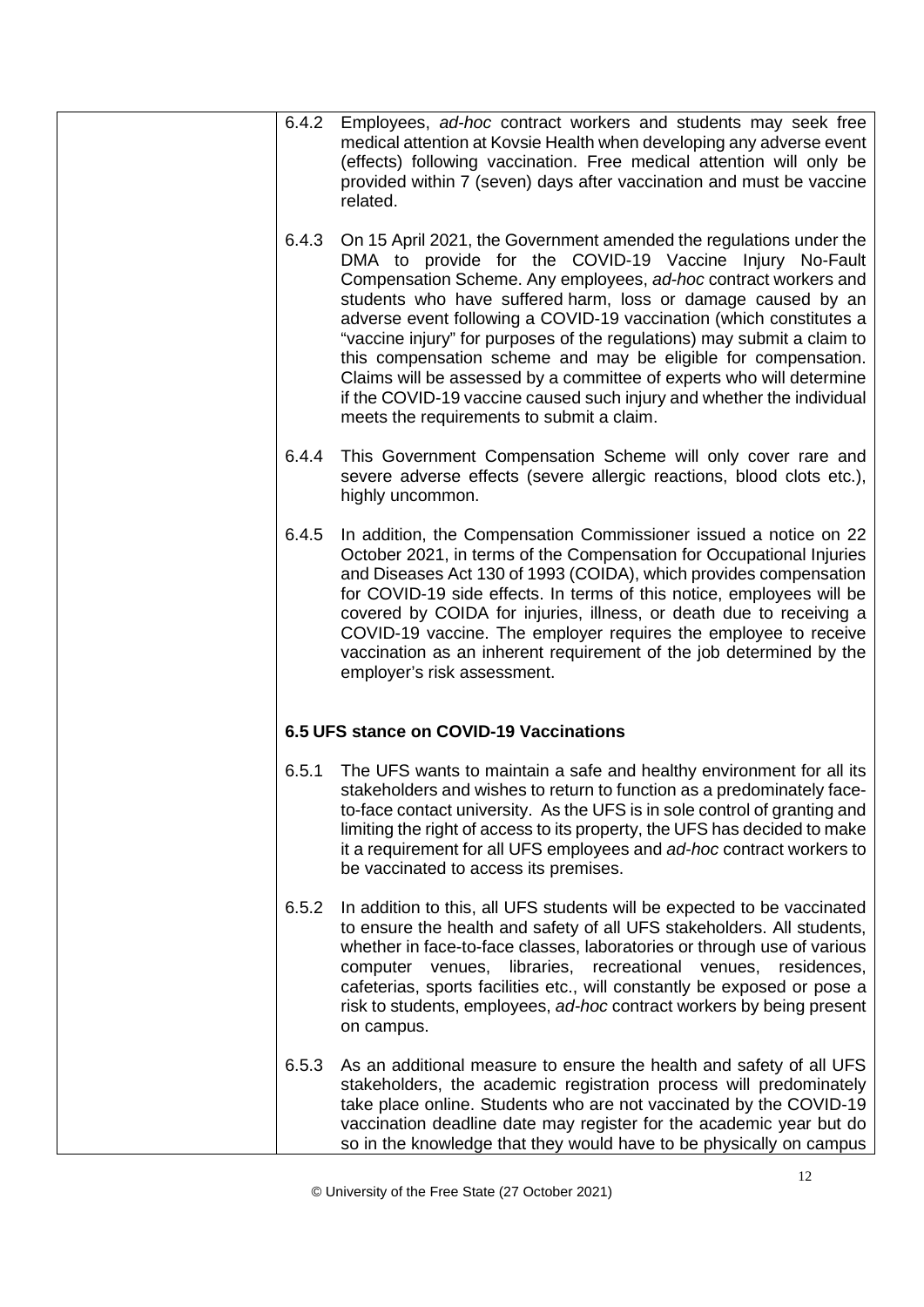6.4.2 Employees, *ad-hoc* contract workers and students may seek free medical attention at Kovsie Health when developing any adverse event (effects) following vaccination. Free medical attention will only be provided within 7 (seven) days after vaccination and must be vaccine related.

6.4.3 On 15 April 2021, the Government amended the regulations under the DMA to provide for the COVID-19 Vaccine Injury No-Fault Compensation Scheme. Any employees, *ad-hoc* contract workers and students who have suffered harm, loss or damage caused by an adverse event following a COVID-19 vaccination (which constitutes a "vaccine injury" for purposes of the regulations) may submit a claim to this compensation scheme and may be eligible for compensation. Claims will be assessed by a committee of experts who will determine if the COVID-19 vaccine caused such injury and whether the individual meets the requirements to submit a claim.

6.4.4 This Government Compensation Scheme will only cover rare and severe adverse effects (severe allergic reactions, blood clots etc.), highly uncommon.

6.4.5 In addition, the Compensation Commissioner issued a notice on 22 October 2021, in terms of the Compensation for Occupational Injuries and Diseases Act 130 of 1993 (COIDA), which provides compensation for COVID-19 side effects. In terms of this notice, employees will be covered by COIDA for injuries, illness, or death due to receiving a COVID-19 vaccine. The employer requires the employee to receive vaccination as an inherent requirement of the job determined by the employer's risk assessment.

**6.5 UFS stance on COVID-19 Vaccinations**

6.5.1 The UFS wants to maintain a safe and healthy environment for all its stakeholders and wishes to return to function as a predominately face-to-face contact university. As the UFS is in sole control of granting and limiting the right of access to its property, the UFS has decided to make it a requirement for all UFS employees and *ad-hoc* contract workers to be vaccinated to access its premises.

6.5.2 In addition to this, all UFS students will be expected to be vaccinated to ensure the health and safety of all UFS stakeholders. All students, whether in face-to-face classes, laboratories or through use of various computer venues, libraries, recreational venues, residences, cafeterias, sports facilities etc., will constantly be exposed or pose a risk to students, employees, *ad-hoc* contract workers by being present on campus.

6.5.3 As an additional measure to ensure the health and safety of all UFS stakeholders, the academic registration process will predominately take place online. Students who are not vaccinated by the COVID-19 vaccination deadline date may register for the academic year but do so in the knowledge that they would have to be physically on campus

© University of the Free State (27 October 2021)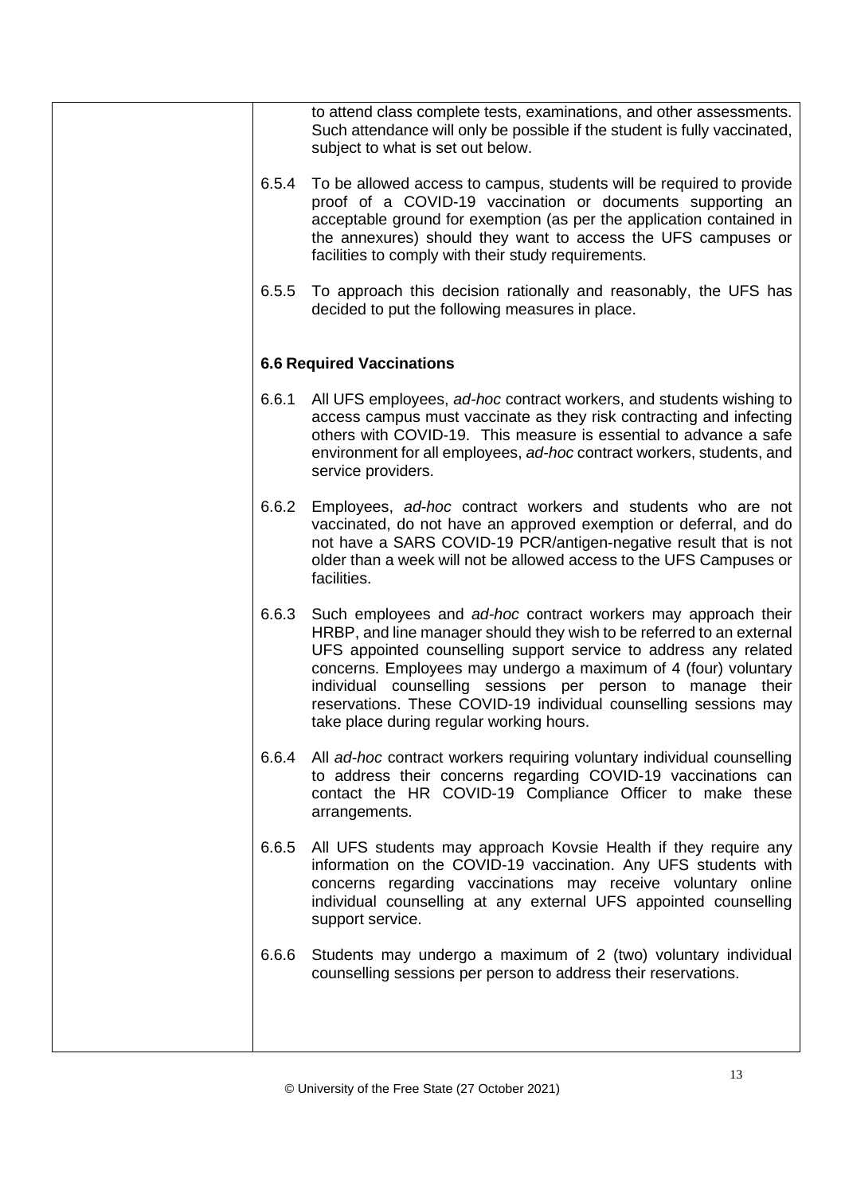to attend class complete tests, examinations, and other assessments. Such attendance will only be possible if the student is fully vaccinated, subject to what is set out below.

6.5.4 To be allowed access to campus, students will be required to provide proof of a COVID-19 vaccination or documents supporting an acceptable ground for exemption (as per the application contained in the annexures) should they want to access the UFS campuses or facilities to comply with their study requirements.

6.5.5 To approach this decision rationally and reasonably, the UFS has decided to put the following measures in place.

**6.6 Required Vaccinations**

6.6.1 All UFS employees, *ad-hoc* contract workers, and students wishing to access campus must vaccinate as they risk contracting and infecting others with COVID-19. This measure is essential to advance a safe environment for all employees, *ad-hoc* contract workers, students, and service providers.

6.6.2 Employees, *ad-hoc* contract workers and students who are not vaccinated, do not have an approved exemption or deferral, and do not have a SARS COVID-19 PCR/antigen-negative result that is not older than a week will not be allowed access to the UFS Campuses or facilities.

6.6.3 Such employees and *ad-hoc* contract workers may approach their HRBP, and line manager should they wish to be referred to an external UFS appointed counselling support service to address any related concerns. Employees may undergo a maximum of 4 (four) voluntary individual counselling sessions per person to manage their reservations. These COVID-19 individual counselling sessions may take place during regular working hours.

6.6.4 All *ad-hoc* contract workers requiring voluntary individual counselling to address their concerns regarding COVID-19 vaccinations can contact the HR COVID-19 Compliance Officer to make these arrangements.

6.6.5 All UFS students may approach Kovsie Health if they require any information on the COVID-19 vaccination. Any UFS students with concerns regarding vaccinations may receive voluntary online individual counselling at any external UFS appointed counselling support service.

6.6.6 Students may undergo a maximum of 2 (two) voluntary individual counselling sessions per person to address their reservations.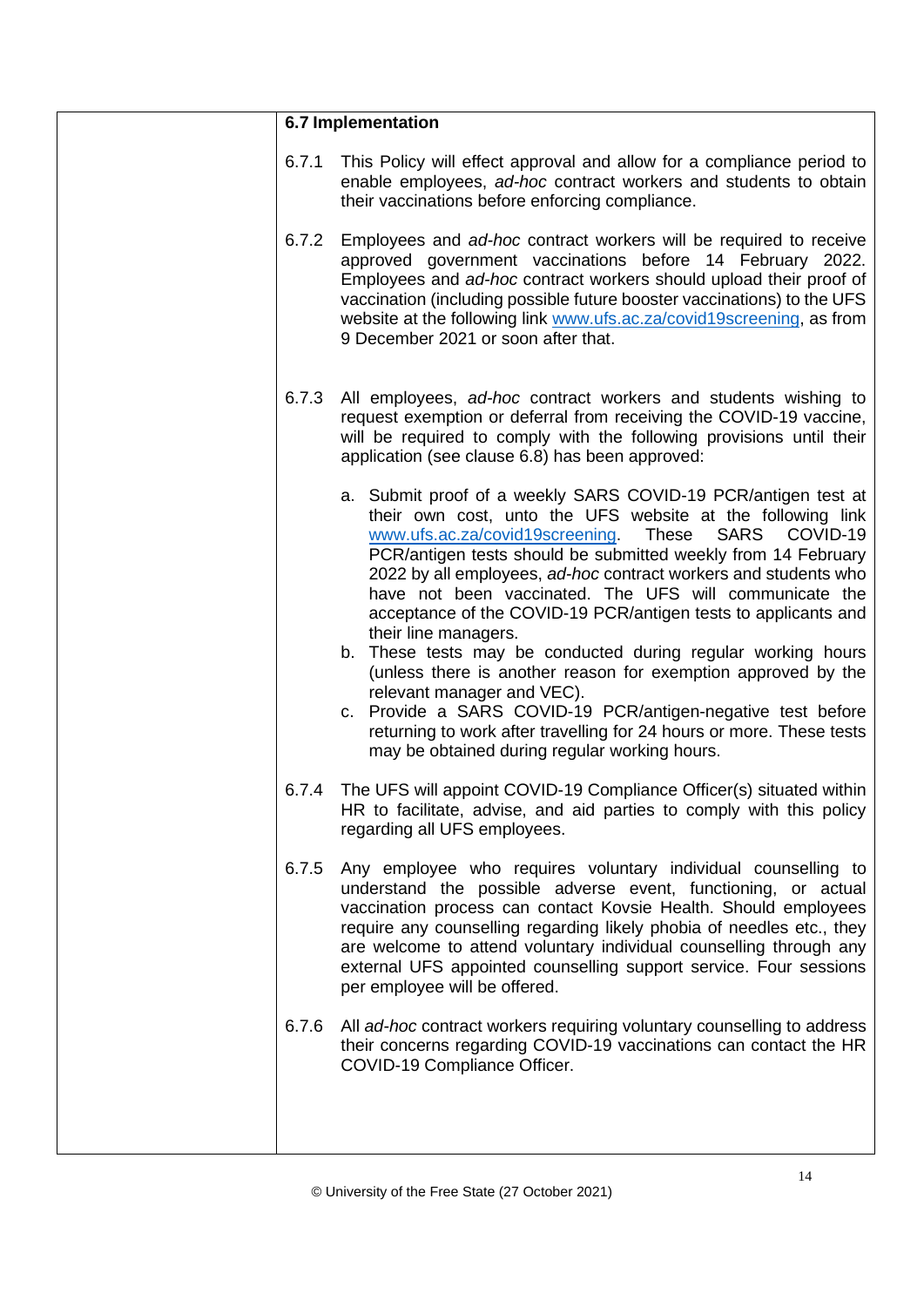### 6.7 Implementation

6.7.1 This Policy will effect approval and allow for a compliance period to enable employees, *ad-hoc* contract workers and students to obtain their vaccinations before enforcing compliance.

6.7.2 Employees and *ad-hoc* contract workers will be required to receive approved government vaccinations before 14 February 2022. Employees and *ad-hoc* contract workers should upload their proof of vaccination (including possible future booster vaccinations) to the UFS website at the following link www.ufs.ac.za/covid19screening, as from 9 December 2021 or soon after that.

6.7.3 All employees, *ad-hoc* contract workers and students wishing to request exemption or deferral from receiving the COVID-19 vaccine, will be required to comply with the following provisions until their application (see clause 6.8) has been approved:

a. Submit proof of a weekly SARS COVID-19 PCR/antigen test at their own cost, unto the UFS website at the following link www.ufs.ac.za/covid19screening. These SARS COVID-19 PCR/antigen tests should be submitted weekly from 14 February 2022 by all employees, *ad-hoc* contract workers and students who have not been vaccinated. The UFS will communicate the acceptance of the COVID-19 PCR/antigen tests to applicants and their line managers.

b. These tests may be conducted during regular working hours (unless there is another reason for exemption approved by the relevant manager and VEC).

c. Provide a SARS COVID-19 PCR/antigen-negative test before returning to work after travelling for 24 hours or more. These tests may be obtained during regular working hours.

6.7.4 The UFS will appoint COVID-19 Compliance Officer(s) situated within HR to facilitate, advise, and aid parties to comply with this policy regarding all UFS employees.

6.7.5 Any employee who requires voluntary individual counselling to understand the possible adverse event, functioning, or actual vaccination process can contact Kovsie Health. Should employees require any counselling regarding likely phobia of needles etc., they are welcome to attend voluntary individual counselling through any external UFS appointed counselling support service. Four sessions per employee will be offered.

6.7.6 All *ad-hoc* contract workers requiring voluntary counselling to address their concerns regarding COVID-19 vaccinations can contact the HR COVID-19 Compliance Officer.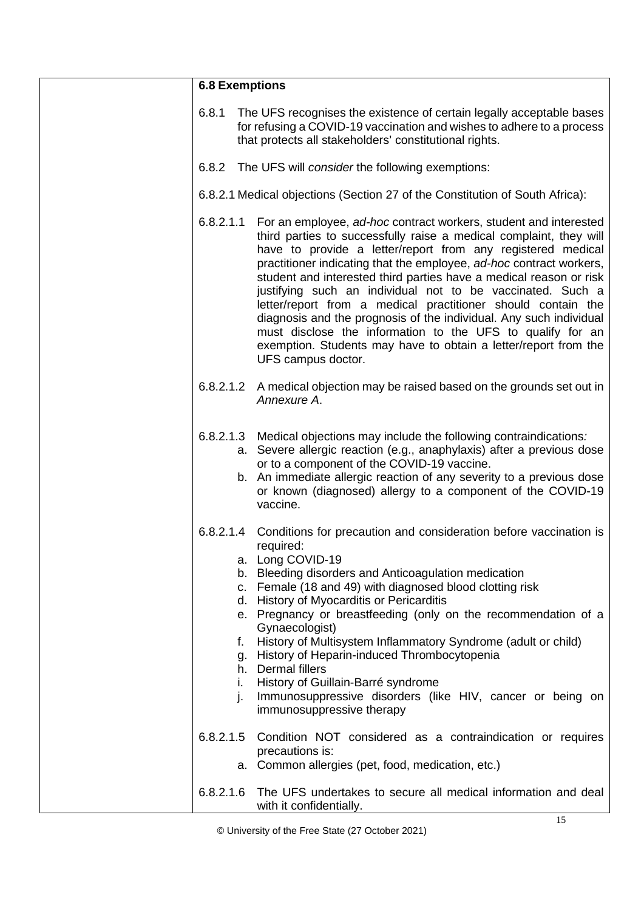**6.8 Exemptions**

6.8.1 The UFS recognises the existence of certain legally acceptable bases for refusing a COVID-19 vaccination and wishes to adhere to a process that protects all stakeholders' constitutional rights.

6.8.2 The UFS will *consider* the following exemptions:

6.8.2.1 Medical objections (Section 27 of the Constitution of South Africa):

6.8.2.1.1 For an employee, *ad-hoc* contract workers, student and interested third parties to successfully raise a medical complaint, they will have to provide a letter/report from any registered medical practitioner indicating that the employee, *ad-hoc* contract workers, student and interested third parties have a medical reason or risk justifying such an individual not to be vaccinated. Such a letter/report from a medical practitioner should contain the diagnosis and the prognosis of the individual. Any such individual must disclose the information to the UFS to qualify for an exemption. Students may have to obtain a letter/report from the UFS campus doctor.

6.8.2.1.2 A medical objection may be raised based on the grounds set out in *Annexure A*.

6.8.2.1.3 Medical objections may include the following contraindications*:*

a. Severe allergic reaction (e.g., anaphylaxis) after a previous dose or to a component of the COVID-19 vaccine.
b. An immediate allergic reaction of any severity to a previous dose or known (diagnosed) allergy to a component of the COVID-19 vaccine.

6.8.2.1.4 Conditions for precaution and consideration before vaccination is required:

a. Long COVID-19
b. Bleeding disorders and Anticoagulation medication
c. Female (18 and 49) with diagnosed blood clotting risk
d. History of Myocarditis or Pericarditis
e. Pregnancy or breastfeeding (only on the recommendation of a Gynaecologist)
f. History of Multisystem Inflammatory Syndrome (adult or child)
g. History of Heparin-induced Thrombocytopenia
h. Dermal fillers
i. History of Guillain-Barré syndrome
j. Immunosuppressive disorders (like HIV, cancer or being on immunosuppressive therapy

6.8.2.1.5 Condition NOT considered as a contraindication or requires precautions is:

a. Common allergies (pet, food, medication, etc.)

6.8.2.1.6 The UFS undertakes to secure all medical information and deal with it confidentially.

© University of the Free State (27 October 2021)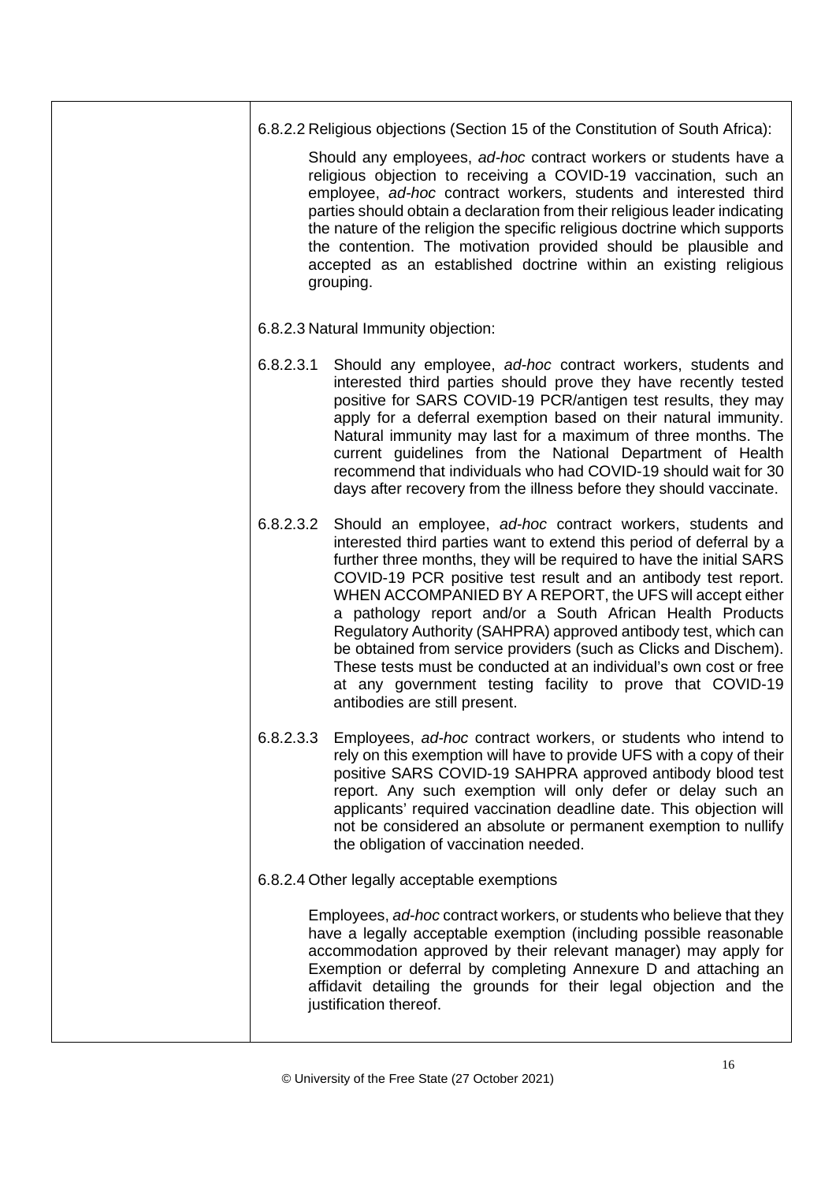6.8.2.2 Religious objections (Section 15 of the Constitution of South Africa):

Should any employees, *ad-hoc* contract workers or students have a religious objection to receiving a COVID-19 vaccination, such an employee, *ad-hoc* contract workers, students and interested third parties should obtain a declaration from their religious leader indicating the nature of the religion the specific religious doctrine which supports the contention. The motivation provided should be plausible and accepted as an established doctrine within an existing religious grouping.

6.8.2.3 Natural Immunity objection:

6.8.2.3.1 Should any employee, *ad-hoc* contract workers, students and interested third parties should prove they have recently tested positive for SARS COVID-19 PCR/antigen test results, they may apply for a deferral exemption based on their natural immunity. Natural immunity may last for a maximum of three months. The current guidelines from the National Department of Health recommend that individuals who had COVID-19 should wait for 30 days after recovery from the illness before they should vaccinate.

6.8.2.3.2 Should an employee, *ad-hoc* contract workers, students and interested third parties want to extend this period of deferral by a further three months, they will be required to have the initial SARS COVID-19 PCR positive test result and an antibody test report. WHEN ACCOMPANIED BY A REPORT, the UFS will accept either a pathology report and/or a South African Health Products Regulatory Authority (SAHPRA) approved antibody test, which can be obtained from service providers (such as Clicks and Dischem). These tests must be conducted at an individual's own cost or free at any government testing facility to prove that COVID-19 antibodies are still present.

6.8.2.3.3 Employees, *ad-hoc* contract workers, or students who intend to rely on this exemption will have to provide UFS with a copy of their positive SARS COVID-19 SAHPRA approved antibody blood test report. Any such exemption will only defer or delay such an applicants' required vaccination deadline date. This objection will not be considered an absolute or permanent exemption to nullify the obligation of vaccination needed.

6.8.2.4 Other legally acceptable exemptions

Employees, *ad-hoc* contract workers, or students who believe that they have a legally acceptable exemption (including possible reasonable accommodation approved by their relevant manager) may apply for Exemption or deferral by completing Annexure D and attaching an affidavit detailing the grounds for their legal objection and the justification thereof.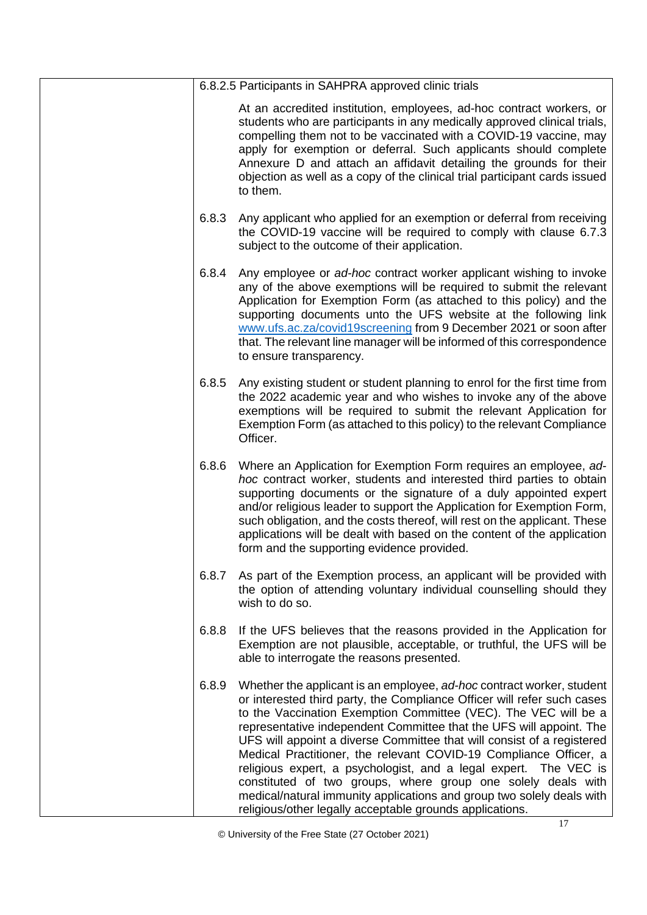6.8.2.5 Participants in SAHPRA approved clinic trials

At an accredited institution, employees, ad-hoc contract workers, or students who are participants in any medically approved clinical trials, compelling them not to be vaccinated with a COVID-19 vaccine, may apply for exemption or deferral. Such applicants should complete Annexure D and attach an affidavit detailing the grounds for their objection as well as a copy of the clinical trial participant cards issued to them.

6.8.3 Any applicant who applied for an exemption or deferral from receiving the COVID-19 vaccine will be required to comply with clause 6.7.3 subject to the outcome of their application.

6.8.4 Any employee or *ad-hoc* contract worker applicant wishing to invoke any of the above exemptions will be required to submit the relevant Application for Exemption Form (as attached to this policy) and the supporting documents unto the UFS website at the following link www.ufs.ac.za/covid19screening from 9 December 2021 or soon after that. The relevant line manager will be informed of this correspondence to ensure transparency.

6.8.5 Any existing student or student planning to enrol for the first time from the 2022 academic year and who wishes to invoke any of the above exemptions will be required to submit the relevant Application for Exemption Form (as attached to this policy) to the relevant Compliance Officer.

6.8.6 Where an Application for Exemption Form requires an employee, *ad-hoc* contract worker, students and interested third parties to obtain supporting documents or the signature of a duly appointed expert and/or religious leader to support the Application for Exemption Form, such obligation, and the costs thereof, will rest on the applicant. These applications will be dealt with based on the content of the application form and the supporting evidence provided.

6.8.7 As part of the Exemption process, an applicant will be provided with the option of attending voluntary individual counselling should they wish to do so.

6.8.8 If the UFS believes that the reasons provided in the Application for Exemption are not plausible, acceptable, or truthful, the UFS will be able to interrogate the reasons presented.

6.8.9 Whether the applicant is an employee, *ad-hoc* contract worker, student or interested third party, the Compliance Officer will refer such cases to the Vaccination Exemption Committee (VEC). The VEC will be a representative independent Committee that the UFS will appoint. The UFS will appoint a diverse Committee that will consist of a registered Medical Practitioner, the relevant COVID-19 Compliance Officer, a religious expert, a psychologist, and a legal expert. The VEC is constituted of two groups, where group one solely deals with medical/natural immunity applications and group two solely deals with religious/other legally acceptable grounds applications.

© University of the Free State (27 October 2021)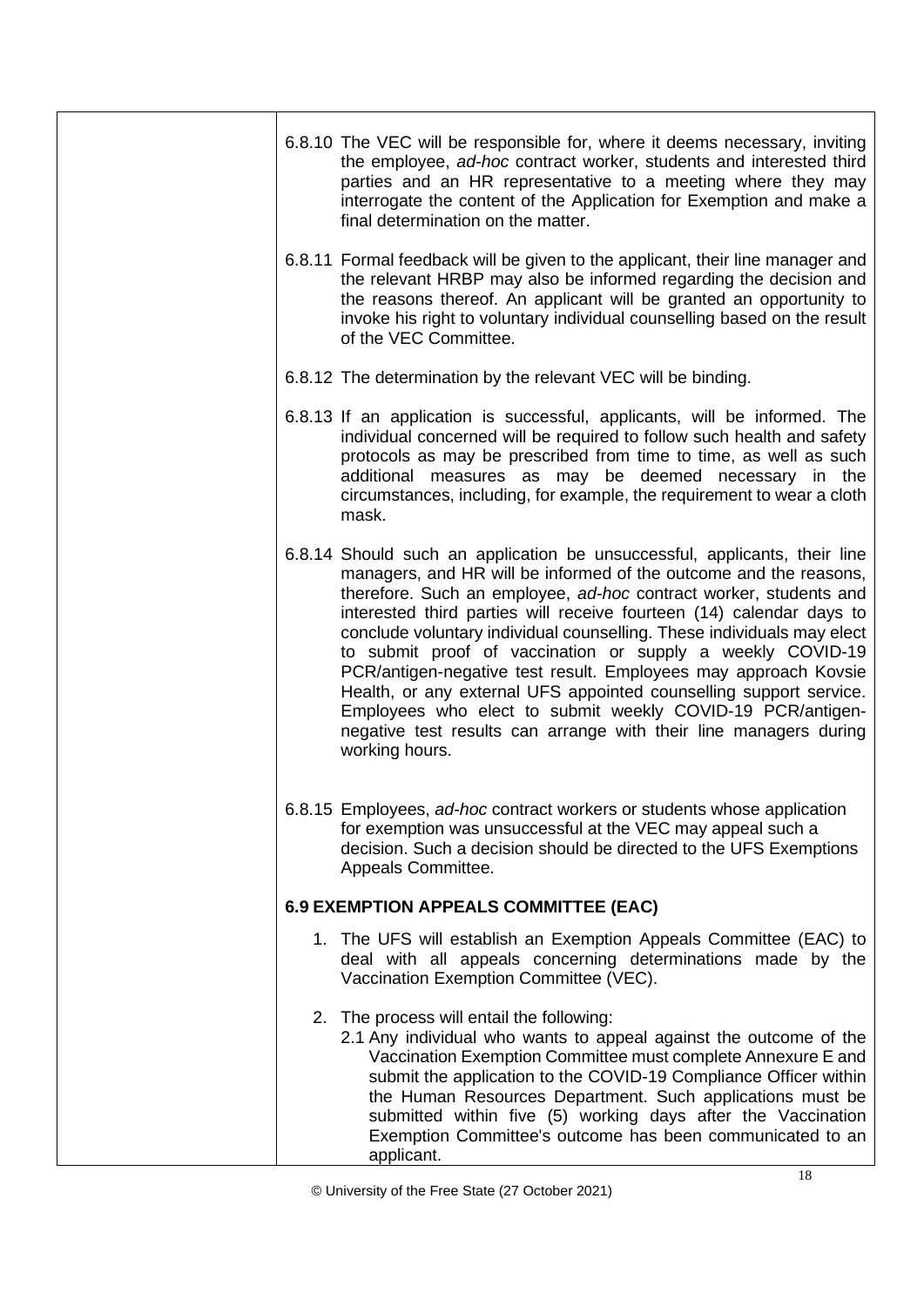6.8.10 The VEC will be responsible for, where it deems necessary, inviting the employee, *ad-hoc* contract worker, students and interested third parties and an HR representative to a meeting where they may interrogate the content of the Application for Exemption and make a final determination on the matter.

6.8.11 Formal feedback will be given to the applicant, their line manager and the relevant HRBP may also be informed regarding the decision and the reasons thereof. An applicant will be granted an opportunity to invoke his right to voluntary individual counselling based on the result of the VEC Committee.

6.8.12 The determination by the relevant VEC will be binding.

6.8.13 If an application is successful, applicants, will be informed. The individual concerned will be required to follow such health and safety protocols as may be prescribed from time to time, as well as such additional measures as may be deemed necessary in the circumstances, including, for example, the requirement to wear a cloth mask.

6.8.14 Should such an application be unsuccessful, applicants, their line managers, and HR will be informed of the outcome and the reasons, therefore. Such an employee, *ad-hoc* contract worker, students and interested third parties will receive fourteen (14) calendar days to conclude voluntary individual counselling. These individuals may elect to submit proof of vaccination or supply a weekly COVID-19 PCR/antigen-negative test result. Employees may approach Kovsie Health, or any external UFS appointed counselling support service. Employees who elect to submit weekly COVID-19 PCR/antigen-negative test results can arrange with their line managers during working hours.

6.8.15 Employees, *ad-hoc* contract workers or students whose application for exemption was unsuccessful at the VEC may appeal such a decision. Such a decision should be directed to the UFS Exemptions Appeals Committee.

**6.9 EXEMPTION APPEALS COMMITTEE (EAC)**

1. The UFS will establish an Exemption Appeals Committee (EAC) to deal with all appeals concerning determinations made by the Vaccination Exemption Committee (VEC).

2. The process will entail the following:
   2.1 Any individual who wants to appeal against the outcome of the Vaccination Exemption Committee must complete Annexure E and submit the application to the COVID-19 Compliance Officer within the Human Resources Department. Such applications must be submitted within five (5) working days after the Vaccination Exemption Committee's outcome has been communicated to an applicant.

© University of the Free State (27 October 2021)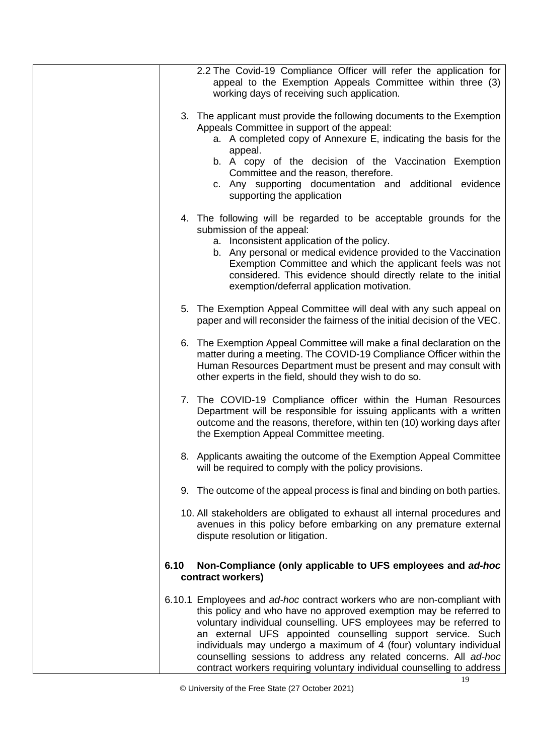2.2 The Covid-19 Compliance Officer will refer the application for appeal to the Exemption Appeals Committee within three (3) working days of receiving such application.

3. The applicant must provide the following documents to the Exemption Appeals Committee in support of the appeal:
   a. A completed copy of Annexure E, indicating the basis for the appeal.
   b. A copy of the decision of the Vaccination Exemption Committee and the reason, therefore.
   c. Any supporting documentation and additional evidence supporting the application

4. The following will be regarded to be acceptable grounds for the submission of the appeal:
   a. Inconsistent application of the policy.
   b. Any personal or medical evidence provided to the Vaccination Exemption Committee and which the applicant feels was not considered. This evidence should directly relate to the initial exemption/deferral application motivation.

5. The Exemption Appeal Committee will deal with any such appeal on paper and will reconsider the fairness of the initial decision of the VEC.

6. The Exemption Appeal Committee will make a final declaration on the matter during a meeting. The COVID-19 Compliance Officer within the Human Resources Department must be present and may consult with other experts in the field, should they wish to do so.

7. The COVID-19 Compliance officer within the Human Resources Department will be responsible for issuing applicants with a written outcome and the reasons, therefore, within ten (10) working days after the Exemption Appeal Committee meeting.

8. Applicants awaiting the outcome of the Exemption Appeal Committee will be required to comply with the policy provisions.

9. The outcome of the appeal process is final and binding on both parties.

10. All stakeholders are obligated to exhaust all internal procedures and avenues in this policy before embarking on any premature external dispute resolution or litigation.

**6.10 Non-Compliance (only applicable to UFS employees and *ad-hoc* contract workers)**

6.10.1 Employees and *ad-hoc* contract workers who are non-compliant with this policy and who have no approved exemption may be referred to voluntary individual counselling. UFS employees may be referred to an external UFS appointed counselling support service. Such individuals may undergo a maximum of 4 (four) voluntary individual counselling sessions to address any related concerns. All *ad-hoc* contract workers requiring voluntary individual counselling to address

© University of the Free State (27 October 2021)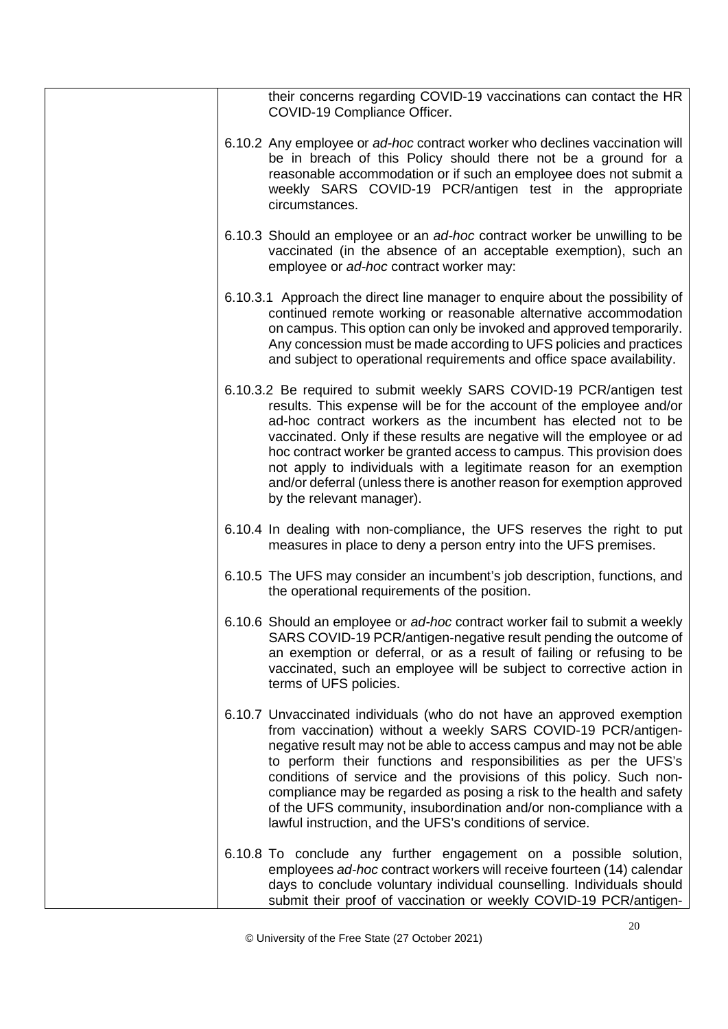their concerns regarding COVID-19 vaccinations can contact the HR COVID-19 Compliance Officer.

6.10.2 Any employee or *ad-hoc* contract worker who declines vaccination will be in breach of this Policy should there not be a ground for a reasonable accommodation or if such an employee does not submit a weekly SARS COVID-19 PCR/antigen test in the appropriate circumstances.

6.10.3 Should an employee or an *ad-hoc* contract worker be unwilling to be vaccinated (in the absence of an acceptable exemption), such an employee or *ad-hoc* contract worker may:

6.10.3.1 Approach the direct line manager to enquire about the possibility of continued remote working or reasonable alternative accommodation on campus. This option can only be invoked and approved temporarily. Any concession must be made according to UFS policies and practices and subject to operational requirements and office space availability.

6.10.3.2 Be required to submit weekly SARS COVID-19 PCR/antigen test results. This expense will be for the account of the employee and/or ad-hoc contract workers as the incumbent has elected not to be vaccinated. Only if these results are negative will the employee or ad hoc contract worker be granted access to campus. This provision does not apply to individuals with a legitimate reason for an exemption and/or deferral (unless there is another reason for exemption approved by the relevant manager).

6.10.4 In dealing with non-compliance, the UFS reserves the right to put measures in place to deny a person entry into the UFS premises.

6.10.5 The UFS may consider an incumbent's job description, functions, and the operational requirements of the position.

6.10.6 Should an employee or *ad-hoc* contract worker fail to submit a weekly SARS COVID-19 PCR/antigen-negative result pending the outcome of an exemption or deferral, or as a result of failing or refusing to be vaccinated, such an employee will be subject to corrective action in terms of UFS policies.

6.10.7 Unvaccinated individuals (who do not have an approved exemption from vaccination) without a weekly SARS COVID-19 PCR/antigen-negative result may not be able to access campus and may not be able to perform their functions and responsibilities as per the UFS's conditions of service and the provisions of this policy. Such non-compliance may be regarded as posing a risk to the health and safety of the UFS community, insubordination and/or non-compliance with a lawful instruction, and the UFS's conditions of service.

6.10.8 To conclude any further engagement on a possible solution, employees *ad-hoc* contract workers will receive fourteen (14) calendar days to conclude voluntary individual counselling. Individuals should submit their proof of vaccination or weekly COVID-19 PCR/antigen-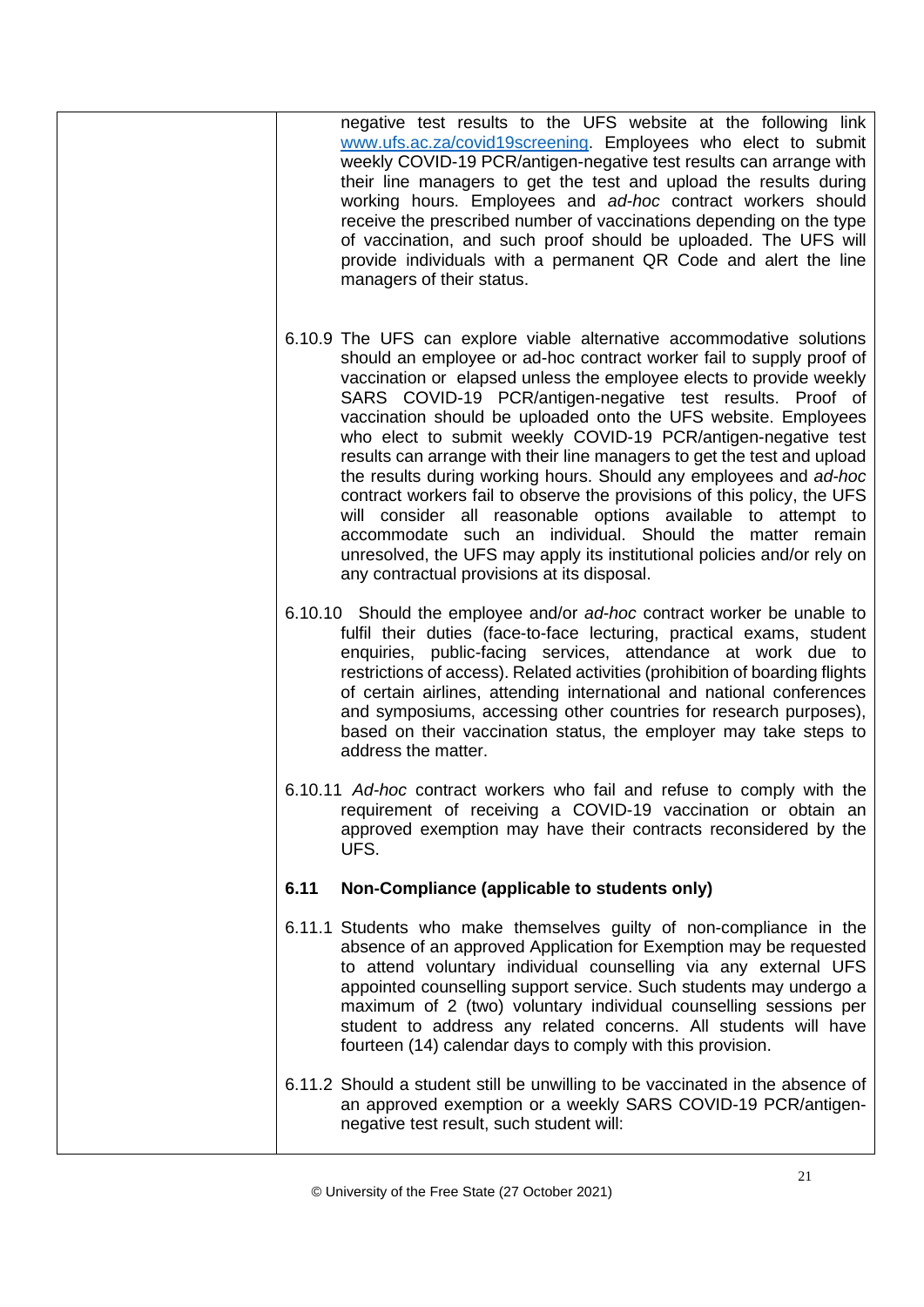negative test results to the UFS website at the following link [www.ufs.ac.za/covid19screening](http://www.ufs.ac.za/covid19screening). Employees who elect to submit weekly COVID-19 PCR/antigen-negative test results can arrange with their line managers to get the test and upload the results during working hours. Employees and *ad-hoc* contract workers should receive the prescribed number of vaccinations depending on the type of vaccination, and such proof should be uploaded. The UFS will provide individuals with a permanent QR Code and alert the line managers of their status.

6.10.9 The UFS can explore viable alternative accommodative solutions should an employee or ad-hoc contract worker fail to supply proof of vaccination or elapsed unless the employee elects to provide weekly SARS COVID-19 PCR/antigen-negative test results. Proof of vaccination should be uploaded onto the UFS website. Employees who elect to submit weekly COVID-19 PCR/antigen-negative test results can arrange with their line managers to get the test and upload the results during working hours. Should any employees and *ad-hoc* contract workers fail to observe the provisions of this policy, the UFS will consider all reasonable options available to attempt to accommodate such an individual. Should the matter remain unresolved, the UFS may apply its institutional policies and/or rely on any contractual provisions at its disposal.

6.10.10 Should the employee and/or *ad-hoc* contract worker be unable to fulfil their duties (face-to-face lecturing, practical exams, student enquiries, public-facing services, attendance at work due to restrictions of access). Related activities (prohibition of boarding flights of certain airlines, attending international and national conferences and symposiums, accessing other countries for research purposes), based on their vaccination status, the employer may take steps to address the matter.

6.10.11 *Ad-hoc* contract workers who fail and refuse to comply with the requirement of receiving a COVID-19 vaccination or obtain an approved exemption may have their contracts reconsidered by the UFS.

**6.11 Non-Compliance (applicable to students only)**

6.11.1 Students who make themselves guilty of non-compliance in the absence of an approved Application for Exemption may be requested to attend voluntary individual counselling via any external UFS appointed counselling support service. Such students may undergo a maximum of 2 (two) voluntary individual counselling sessions per student to address any related concerns. All students will have fourteen (14) calendar days to comply with this provision.

6.11.2 Should a student still be unwilling to be vaccinated in the absence of an approved exemption or a weekly SARS COVID-19 PCR/antigen-negative test result, such student will:

© University of the Free State (27 October 2021)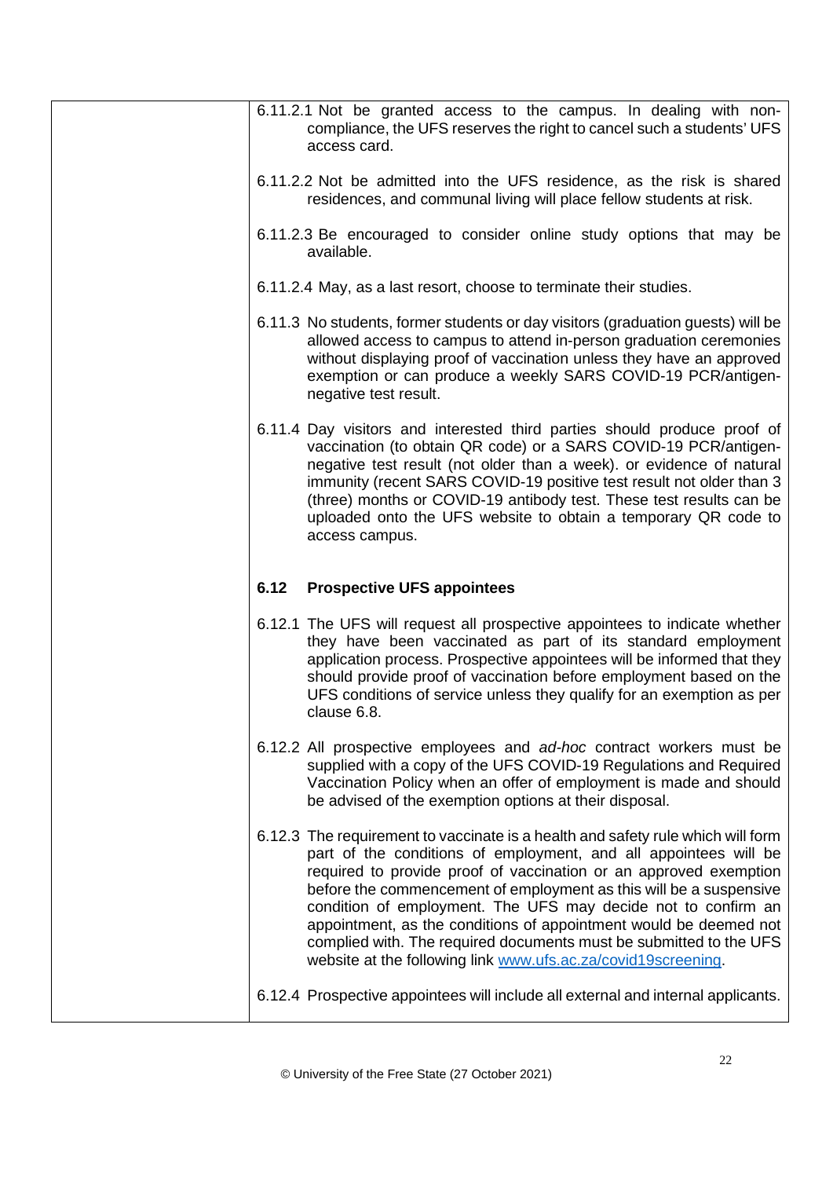6.11.2.1 Not be granted access to the campus. In dealing with non-compliance, the UFS reserves the right to cancel such a students' UFS access card.

6.11.2.2 Not be admitted into the UFS residence, as the risk is shared residences, and communal living will place fellow students at risk.

6.11.2.3 Be encouraged to consider online study options that may be available.

6.11.2.4 May, as a last resort, choose to terminate their studies.

6.11.3 No students, former students or day visitors (graduation guests) will be allowed access to campus to attend in-person graduation ceremonies without displaying proof of vaccination unless they have an approved exemption or can produce a weekly SARS COVID-19 PCR/antigen-negative test result.

6.11.4 Day visitors and interested third parties should produce proof of vaccination (to obtain QR code) or a SARS COVID-19 PCR/antigen-negative test result (not older than a week). or evidence of natural immunity (recent SARS COVID-19 positive test result not older than 3 (three) months or COVID-19 antibody test. These test results can be uploaded onto the UFS website to obtain a temporary QR code to access campus.

**6.12 Prospective UFS appointees**

6.12.1 The UFS will request all prospective appointees to indicate whether they have been vaccinated as part of its standard employment application process. Prospective appointees will be informed that they should provide proof of vaccination before employment based on the UFS conditions of service unless they qualify for an exemption as per clause 6.8.

6.12.2 All prospective employees and *ad-hoc* contract workers must be supplied with a copy of the UFS COVID-19 Regulations and Required Vaccination Policy when an offer of employment is made and should be advised of the exemption options at their disposal.

6.12.3 The requirement to vaccinate is a health and safety rule which will form part of the conditions of employment, and all appointees will be required to provide proof of vaccination or an approved exemption before the commencement of employment as this will be a suspensive condition of employment. The UFS may decide not to confirm an appointment, as the conditions of appointment would be deemed not complied with. The required documents must be submitted to the UFS website at the following link [www.ufs.ac.za/covid19screening](www.ufs.ac.za/covid19screening).

6.12.4 Prospective appointees will include all external and internal applicants.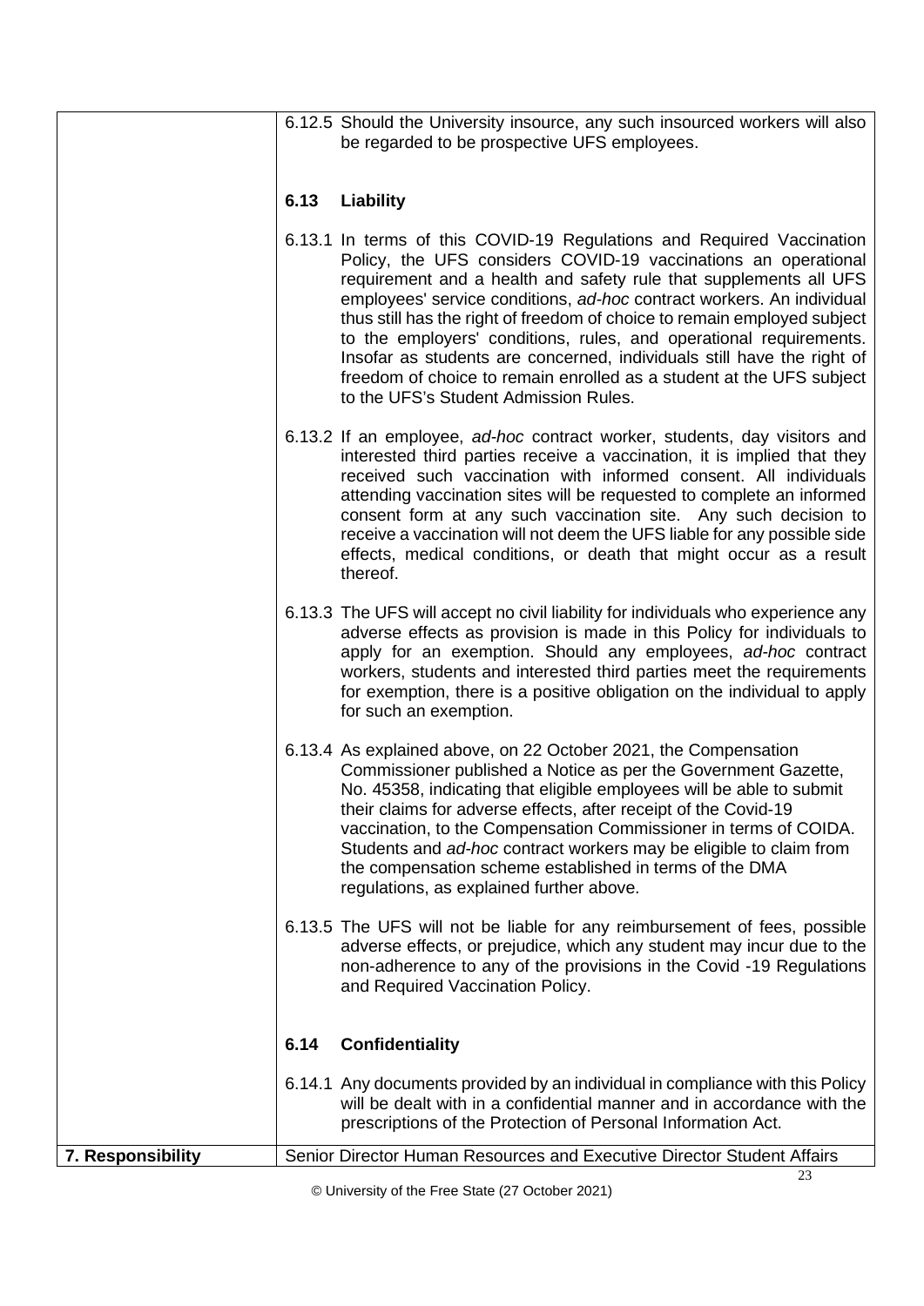6.12.5 Should the University insource, any such insourced workers will also be regarded to be prospective UFS employees.

**6.13 Liability**

6.13.1 In terms of this COVID-19 Regulations and Required Vaccination Policy, the UFS considers COVID-19 vaccinations an operational requirement and a health and safety rule that supplements all UFS employees' service conditions, *ad-hoc* contract workers. An individual thus still has the right of freedom of choice to remain employed subject to the employers' conditions, rules, and operational requirements. Insofar as students are concerned, individuals still have the right of freedom of choice to remain enrolled as a student at the UFS subject to the UFS's Student Admission Rules.

6.13.2 If an employee, *ad-hoc* contract worker, students, day visitors and interested third parties receive a vaccination, it is implied that they received such vaccination with informed consent. All individuals attending vaccination sites will be requested to complete an informed consent form at any such vaccination site. Any such decision to receive a vaccination will not deem the UFS liable for any possible side effects, medical conditions, or death that might occur as a result thereof.

6.13.3 The UFS will accept no civil liability for individuals who experience any adverse effects as provision is made in this Policy for individuals to apply for an exemption. Should any employees, *ad-hoc* contract workers, students and interested third parties meet the requirements for exemption, there is a positive obligation on the individual to apply for such an exemption.

6.13.4 As explained above, on 22 October 2021, the Compensation Commissioner published a Notice as per the Government Gazette, No. 45358, indicating that eligible employees will be able to submit their claims for adverse effects, after receipt of the Covid-19 vaccination, to the Compensation Commissioner in terms of COIDA. Students and *ad-hoc* contract workers may be eligible to claim from the compensation scheme established in terms of the DMA regulations, as explained further above.

6.13.5 The UFS will not be liable for any reimbursement of fees, possible adverse effects, or prejudice, which any student may incur due to the non-adherence to any of the provisions in the Covid -19 Regulations and Required Vaccination Policy.

**6.14 Confidentiality**

6.14.1 Any documents provided by an individual in compliance with this Policy will be dealt with in a confidential manner and in accordance with the prescriptions of the Protection of Personal Information Act.

| **7. Responsibility** | Senior Director Human Resources and Executive Director Student Affairs |
|---|---|

© University of the Free State (27 October 2021)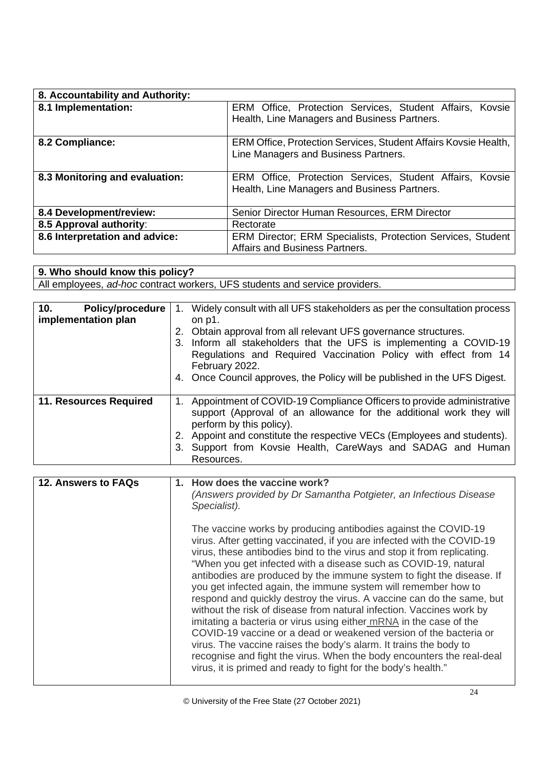| 8. Accountability and Authority: | |
|---|---|
| **8.1 Implementation:** | ERM Office, Protection Services, Student Affairs, Kovsie Health, Line Managers and Business Partners. |
| **8.2 Compliance:** | ERM Office, Protection Services, Student Affairs Kovsie Health, Line Managers and Business Partners. |
| **8.3 Monitoring and evaluation:** | ERM Office, Protection Services, Student Affairs, Kovsie Health, Line Managers and Business Partners. |
| **8.4 Development/review:** | Senior Director Human Resources, ERM Director |
| **8.5 Approval authority**: | Rectorate |
| **8.6 Interpretation and advice:** | ERM Director; ERM Specialists, Protection Services, Student Affairs and Business Partners. |

| 9. Who should know this policy? |
|---|
| All employees, *ad-hoc* contract workers, UFS students and service providers. |

| | |
|---|---|
| **10. Policy/procedure implementation plan** | 1. Widely consult with all UFS stakeholders as per the consultation process on p1.<br>2. Obtain approval from all relevant UFS governance structures.<br>3. Inform all stakeholders that the UFS is implementing a COVID-19 Regulations and Required Vaccination Policy with effect from 14 February 2022.<br>4. Once Council approves, the Policy will be published in the UFS Digest. |
| **11. Resources Required** | 1. Appointment of COVID-19 Compliance Officers to provide administrative support (Approval of an allowance for the additional work they will perform by this policy).<br>2. Appoint and constitute the respective VECs (Employees and students).<br>3. Support from Kovsie Health, CareWays and SADAG and Human Resources. |

| | |
|---|---|
| **12. Answers to FAQs** | **1. How does the vaccine work?**<br>*(Answers provided by Dr Samantha Potgieter, an Infectious Disease Specialist).*<br><br>The vaccine works by producing antibodies against the COVID-19 virus. After getting vaccinated, if you are infected with the COVID-19 virus, these antibodies bind to the virus and stop it from replicating. "When you get infected with a disease such as COVID-19, natural antibodies are produced by the immune system to fight the disease. If you get infected again, the immune system will remember how to respond and quickly destroy the virus. A vaccine can do the same, but without the risk of disease from natural infection. Vaccines work by imitating a bacteria or virus using either mRNA in the case of the COVID-19 vaccine or a dead or weakened version of the bacteria or virus. The vaccine raises the body's alarm. It trains the body to recognise and fight the virus. When the body encounters the real-deal virus, it is primed and ready to fight for the body's health." |

© University of the Free State (27 October 2021)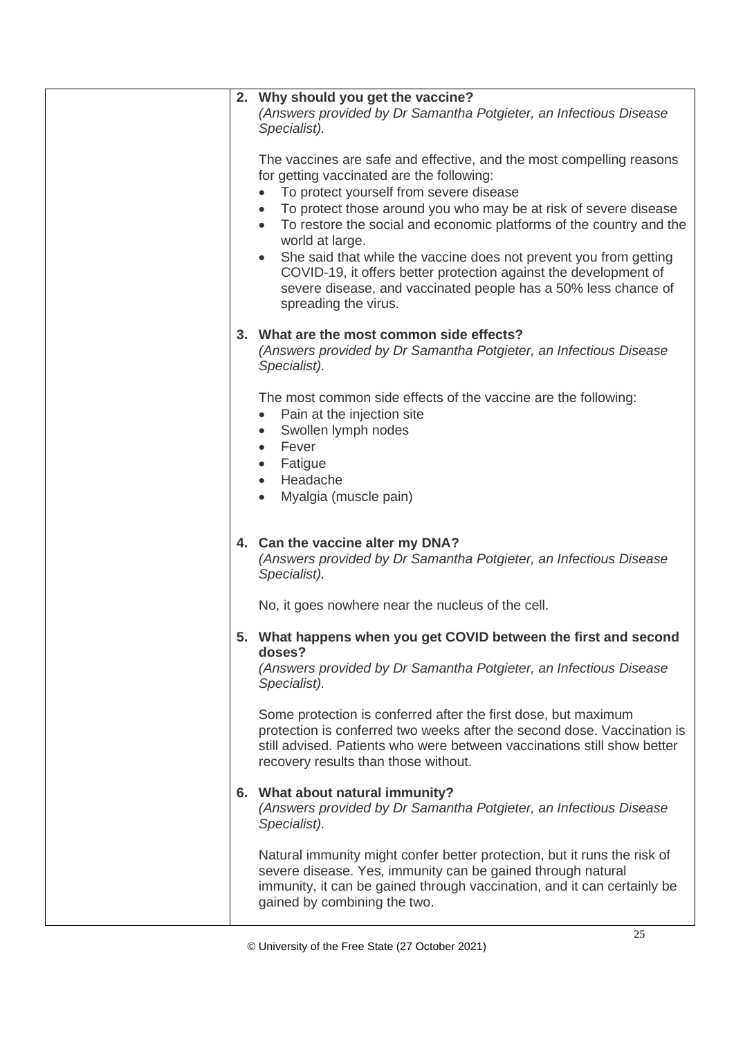2. **Why should you get the vaccine?**
   *(Answers provided by Dr Samantha Potgieter, an Infectious Disease Specialist).*

   The vaccines are safe and effective, and the most compelling reasons for getting vaccinated are the following:
   - To protect yourself from severe disease
   - To protect those around you who may be at risk of severe disease
   - To restore the social and economic platforms of the country and the world at large.
   - She said that while the vaccine does not prevent you from getting COVID-19, it offers better protection against the development of severe disease, and vaccinated people has a 50% less chance of spreading the virus.

3. **What are the most common side effects?**
   *(Answers provided by Dr Samantha Potgieter, an Infectious Disease Specialist).*

   The most common side effects of the vaccine are the following:
   - Pain at the injection site
   - Swollen lymph nodes
   - Fever
   - Fatigue
   - Headache
   - Myalgia (muscle pain)

4. **Can the vaccine alter my DNA?**
   *(Answers provided by Dr Samantha Potgieter, an Infectious Disease Specialist).*

   No, it goes nowhere near the nucleus of the cell.

5. **What happens when you get COVID between the first and second doses?**
   *(Answers provided by Dr Samantha Potgieter, an Infectious Disease Specialist).*

   Some protection is conferred after the first dose, but maximum protection is conferred two weeks after the second dose. Vaccination is still advised. Patients who were between vaccinations still show better recovery results than those without.

6. **What about natural immunity?**
   *(Answers provided by Dr Samantha Potgieter, an Infectious Disease Specialist).*

   Natural immunity might confer better protection, but it runs the risk of severe disease. Yes, immunity can be gained through natural immunity, it can be gained through vaccination, and it can certainly be gained by combining the two.

© University of the Free State (27 October 2021)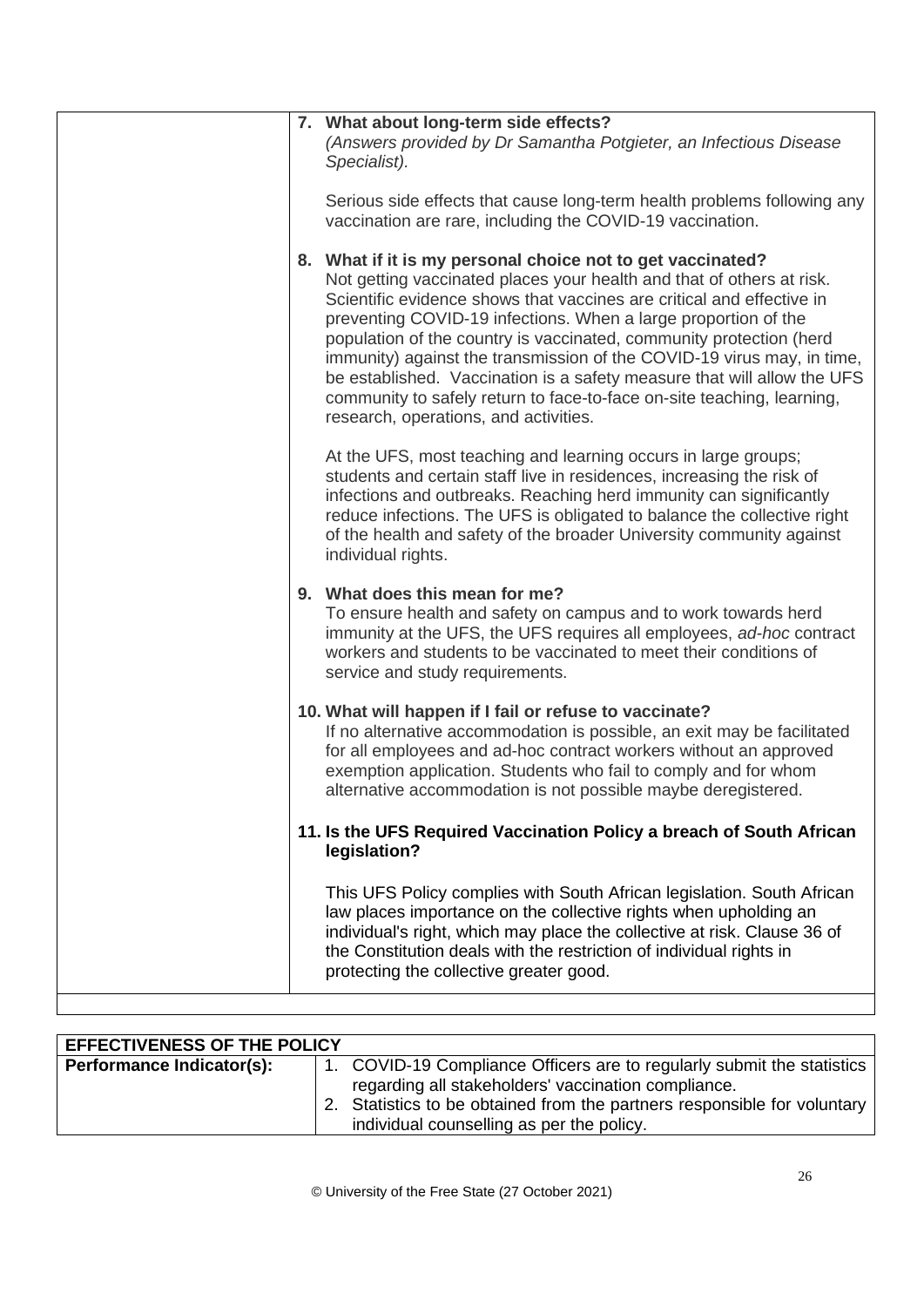|  |  |
|---|---|
|  | **7. What about long-term side effects?**<br>*(Answers provided by Dr Samantha Potgieter, an Infectious Disease Specialist).*<br><br>Serious side effects that cause long-term health problems following any vaccination are rare, including the COVID-19 vaccination.<br><br>**8. What if it is my personal choice not to get vaccinated?**<br>Not getting vaccinated places your health and that of others at risk. Scientific evidence shows that vaccines are critical and effective in preventing COVID-19 infections. When a large proportion of the population of the country is vaccinated, community protection (herd immunity) against the transmission of the COVID-19 virus may, in time, be established. Vaccination is a safety measure that will allow the UFS community to safely return to face-to-face on-site teaching, learning, research, operations, and activities.<br><br>At the UFS, most teaching and learning occurs in large groups; students and certain staff live in residences, increasing the risk of infections and outbreaks. Reaching herd immunity can significantly reduce infections. The UFS is obligated to balance the collective right of the health and safety of the broader University community against individual rights.<br><br>**9. What does this mean for me?**<br>To ensure health and safety on campus and to work towards herd immunity at the UFS, the UFS requires all employees, *ad-hoc* contract workers and students to be vaccinated to meet their conditions of service and study requirements.<br><br>**10. What will happen if I fail or refuse to vaccinate?**<br>If no alternative accommodation is possible, an exit may be facilitated for all employees and ad-hoc contract workers without an approved exemption application. Students who fail to comply and for whom alternative accommodation is not possible maybe deregistered.<br><br>**11. Is the UFS Required Vaccination Policy a breach of South African legislation?**<br><br>This UFS Policy complies with South African legislation. South African law places importance on the collective rights when upholding an individual's right, which may place the collective at risk. Clause 36 of the Constitution deals with the restriction of individual rights in protecting the collective greater good. |
|  |  |

| **EFFECTIVENESS OF THE POLICY** |  |
|---|---|
| **Performance Indicator(s):** | 1. COVID-19 Compliance Officers are to regularly submit the statistics regarding all stakeholders' vaccination compliance.<br>2. Statistics to be obtained from the partners responsible for voluntary individual counselling as per the policy. |

© University of the Free State (27 October 2021)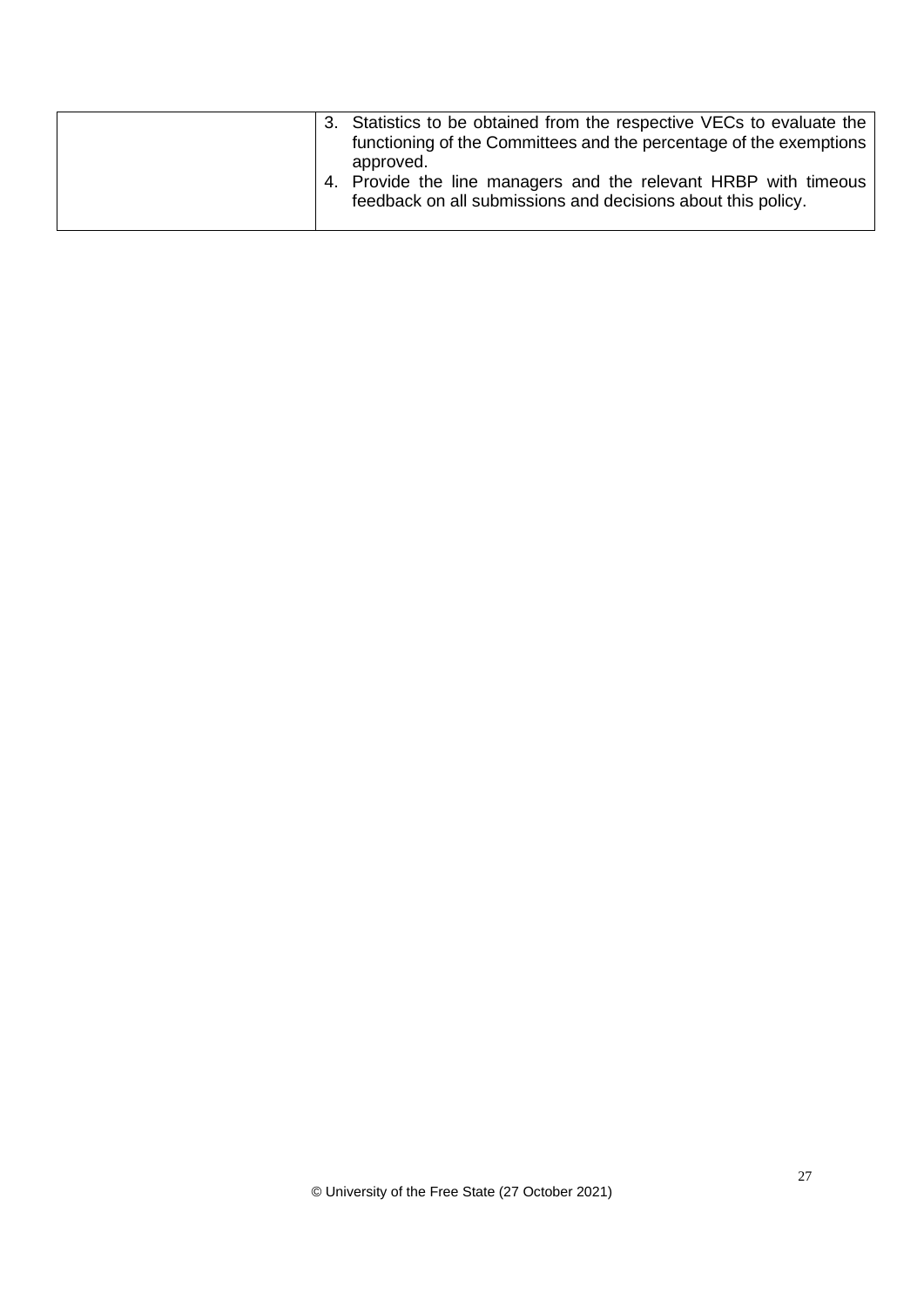| | |
|---|---|
| | 3. Statistics to be obtained from the respective VECs to evaluate the functioning of the Committees and the percentage of the exemptions approved.<br>4. Provide the line managers and the relevant HRBP with timeous feedback on all submissions and decisions about this policy. |

© University of the Free State (27 October 2021)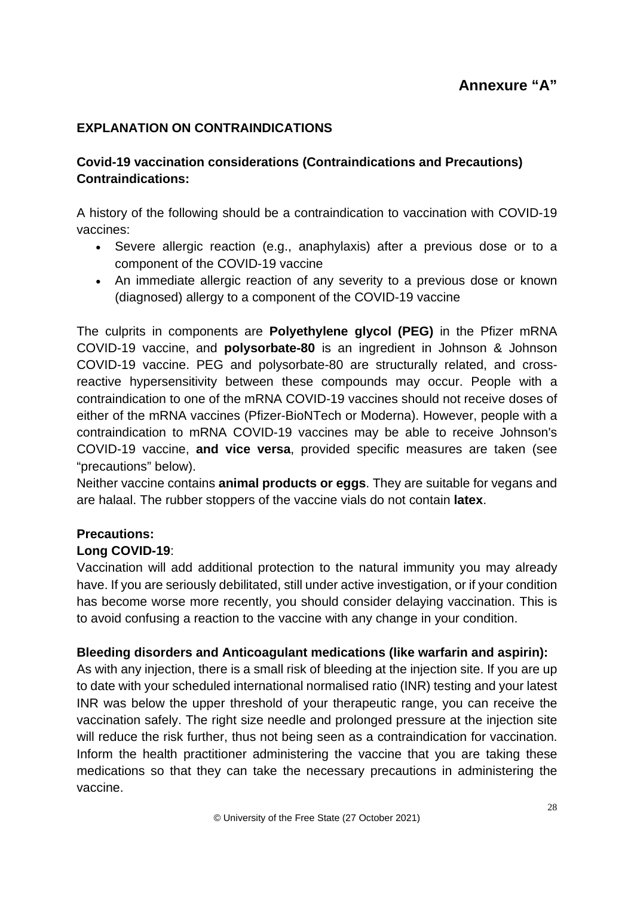## Annexure "A"

### EXPLANATION ON CONTRAINDICATIONS

### Covid-19 vaccination considerations (Contraindications and Precautions)
### Contraindications:

A history of the following should be a contraindication to vaccination with COVID-19 vaccines:

- Severe allergic reaction (e.g., anaphylaxis) after a previous dose or to a component of the COVID-19 vaccine
- An immediate allergic reaction of any severity to a previous dose or known (diagnosed) allergy to a component of the COVID-19 vaccine

The culprits in components are **Polyethylene glycol (PEG)** in the Pfizer mRNA COVID-19 vaccine, and **polysorbate-80** is an ingredient in Johnson & Johnson COVID-19 vaccine. PEG and polysorbate-80 are structurally related, and cross-reactive hypersensitivity between these compounds may occur. People with a contraindication to one of the mRNA COVID-19 vaccines should not receive doses of either of the mRNA vaccines (Pfizer-BioNTech or Moderna). However, people with a contraindication to mRNA COVID-19 vaccines may be able to receive Johnson's COVID-19 vaccine, **and vice versa**, provided specific measures are taken (see "precautions" below).

Neither vaccine contains **animal products or eggs**. They are suitable for vegans and are halaal. The rubber stoppers of the vaccine vials do not contain **latex**.

### Precautions:

**Long COVID-19**:

Vaccination will add additional protection to the natural immunity you may already have. If you are seriously debilitated, still under active investigation, or if your condition has become worse more recently, you should consider delaying vaccination. This is to avoid confusing a reaction to the vaccine with any change in your condition.

**Bleeding disorders and Anticoagulant medications (like warfarin and aspirin):**

As with any injection, there is a small risk of bleeding at the injection site. If you are up to date with your scheduled international normalised ratio (INR) testing and your latest INR was below the upper threshold of your therapeutic range, you can receive the vaccination safely. The right size needle and prolonged pressure at the injection site will reduce the risk further, thus not being seen as a contraindication for vaccination. Inform the health practitioner administering the vaccine that you are taking these medications so that they can take the necessary precautions in administering the vaccine.

© University of the Free State (27 October 2021)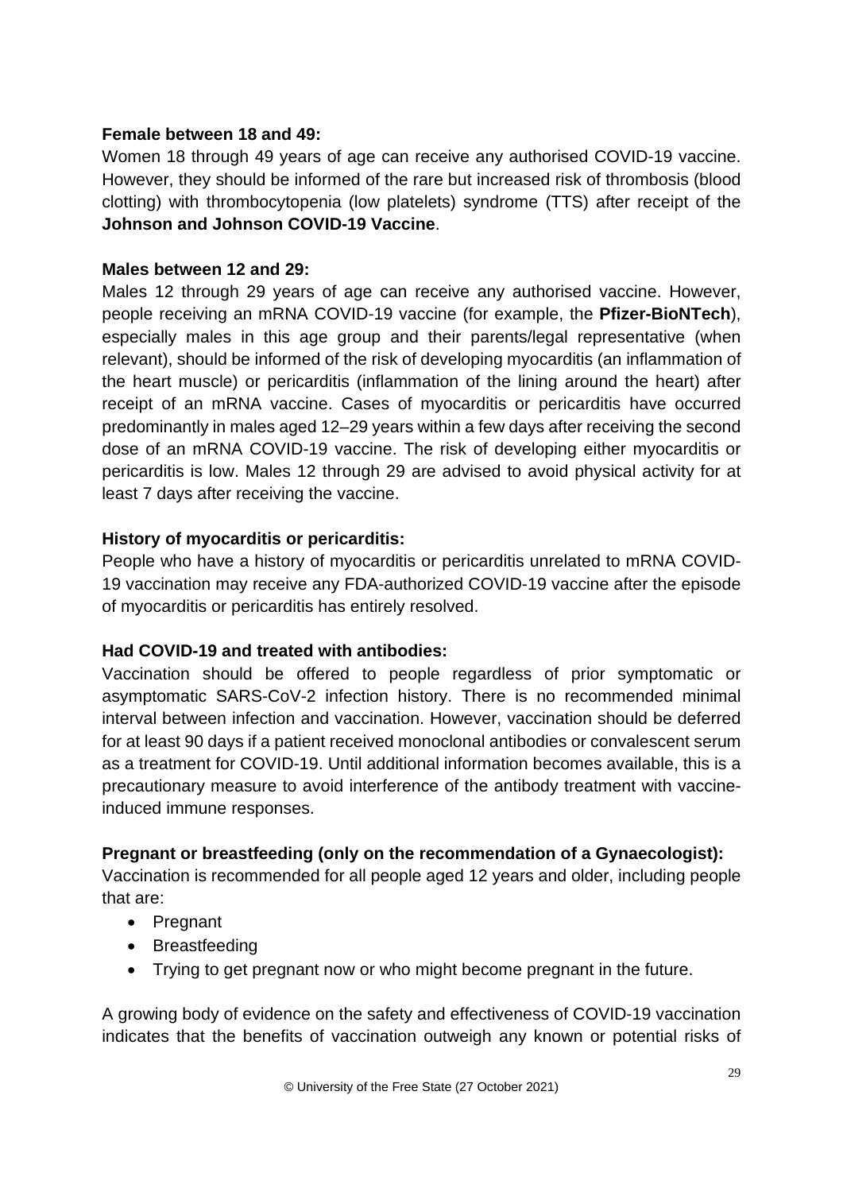**Female between 18 and 49:**

Women 18 through 49 years of age can receive any authorised COVID-19 vaccine. However, they should be informed of the rare but increased risk of thrombosis (blood clotting) with thrombocytopenia (low platelets) syndrome (TTS) after receipt of the **Johnson and Johnson COVID-19 Vaccine**.

**Males between 12 and 29:**

Males 12 through 29 years of age can receive any authorised vaccine. However, people receiving an mRNA COVID-19 vaccine (for example, the **Pfizer-BioNTech**), especially males in this age group and their parents/legal representative (when relevant), should be informed of the risk of developing myocarditis (an inflammation of the heart muscle) or pericarditis (inflammation of the lining around the heart) after receipt of an mRNA vaccine. Cases of myocarditis or pericarditis have occurred predominantly in males aged 12–29 years within a few days after receiving the second dose of an mRNA COVID-19 vaccine. The risk of developing either myocarditis or pericarditis is low. Males 12 through 29 are advised to avoid physical activity for at least 7 days after receiving the vaccine.

**History of myocarditis or pericarditis:**

People who have a history of myocarditis or pericarditis unrelated to mRNA COVID-19 vaccination may receive any FDA-authorized COVID-19 vaccine after the episode of myocarditis or pericarditis has entirely resolved.

**Had COVID-19 and treated with antibodies:**

Vaccination should be offered to people regardless of prior symptomatic or asymptomatic SARS-CoV-2 infection history. There is no recommended minimal interval between infection and vaccination. However, vaccination should be deferred for at least 90 days if a patient received monoclonal antibodies or convalescent serum as a treatment for COVID-19. Until additional information becomes available, this is a precautionary measure to avoid interference of the antibody treatment with vaccine-induced immune responses.

**Pregnant or breastfeeding (only on the recommendation of a Gynaecologist):**

Vaccination is recommended for all people aged 12 years and older, including people that are:

- Pregnant
- Breastfeeding
- Trying to get pregnant now or who might become pregnant in the future.

A growing body of evidence on the safety and effectiveness of COVID-19 vaccination indicates that the benefits of vaccination outweigh any known or potential risks of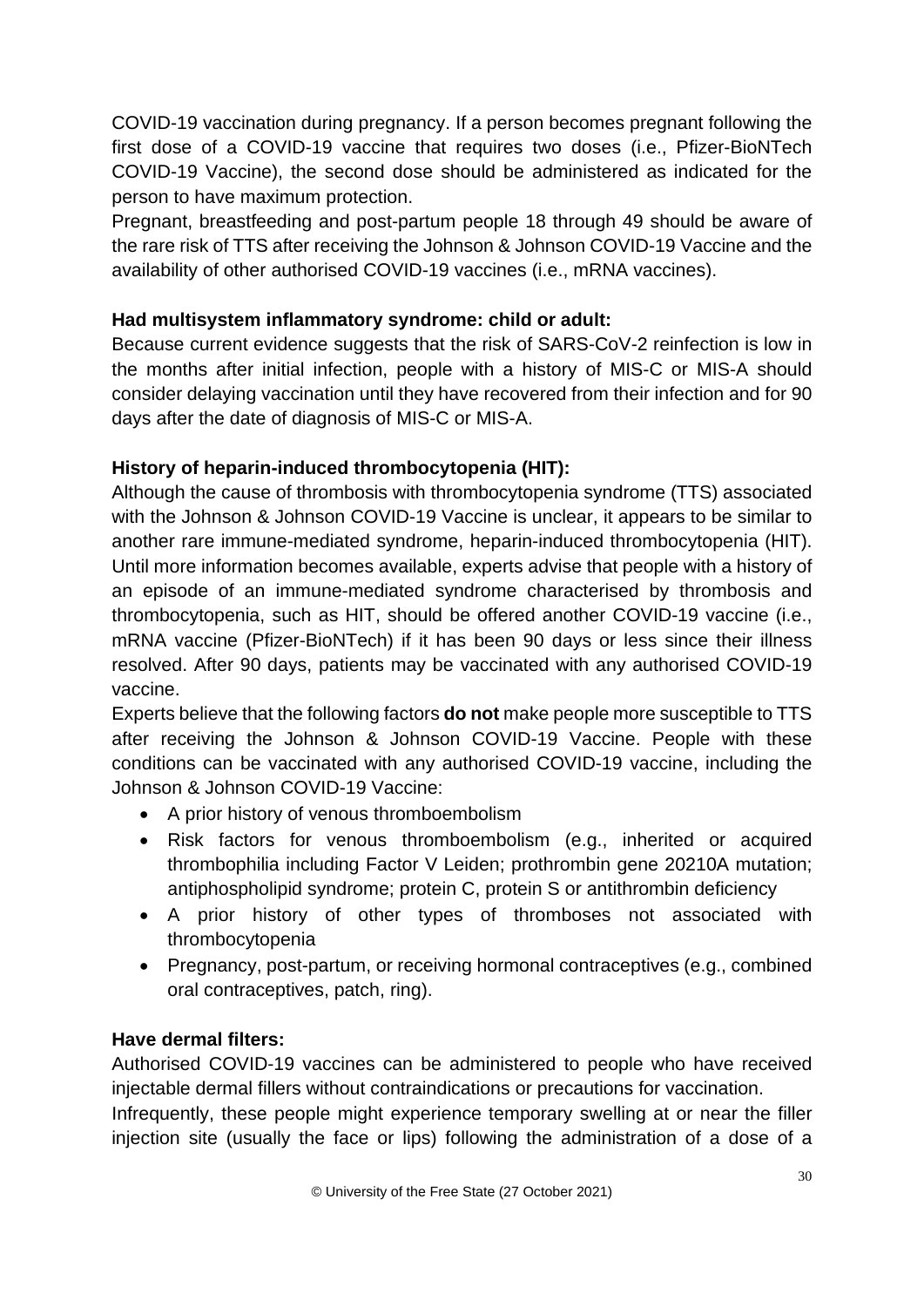COVID-19 vaccination during pregnancy. If a person becomes pregnant following the first dose of a COVID-19 vaccine that requires two doses (i.e., Pfizer-BioNTech COVID-19 Vaccine), the second dose should be administered as indicated for the person to have maximum protection.

Pregnant, breastfeeding and post-partum people 18 through 49 should be aware of the rare risk of TTS after receiving the Johnson & Johnson COVID-19 Vaccine and the availability of other authorised COVID-19 vaccines (i.e., mRNA vaccines).

**Had multisystem inflammatory syndrome: child or adult:**

Because current evidence suggests that the risk of SARS-CoV-2 reinfection is low in the months after initial infection, people with a history of MIS-C or MIS-A should consider delaying vaccination until they have recovered from their infection and for 90 days after the date of diagnosis of MIS-C or MIS-A.

**History of heparin-induced thrombocytopenia (HIT):**

Although the cause of thrombosis with thrombocytopenia syndrome (TTS) associated with the Johnson & Johnson COVID-19 Vaccine is unclear, it appears to be similar to another rare immune-mediated syndrome, heparin-induced thrombocytopenia (HIT). Until more information becomes available, experts advise that people with a history of an episode of an immune-mediated syndrome characterised by thrombosis and thrombocytopenia, such as HIT, should be offered another COVID-19 vaccine (i.e., mRNA vaccine (Pfizer-BioNTech) if it has been 90 days or less since their illness resolved. After 90 days, patients may be vaccinated with any authorised COVID-19 vaccine.

Experts believe that the following factors **do not** make people more susceptible to TTS after receiving the Johnson & Johnson COVID-19 Vaccine. People with these conditions can be vaccinated with any authorised COVID-19 vaccine, including the Johnson & Johnson COVID-19 Vaccine:

- A prior history of venous thromboembolism
- Risk factors for venous thromboembolism (e.g., inherited or acquired thrombophilia including Factor V Leiden; prothrombin gene 20210A mutation; antiphospholipid syndrome; protein C, protein S or antithrombin deficiency
- A prior history of other types of thromboses not associated with thrombocytopenia
- Pregnancy, post-partum, or receiving hormonal contraceptives (e.g., combined oral contraceptives, patch, ring).

**Have dermal filters:**

Authorised COVID-19 vaccines can be administered to people who have received injectable dermal fillers without contraindications or precautions for vaccination.

Infrequently, these people might experience temporary swelling at or near the filler injection site (usually the face or lips) following the administration of a dose of a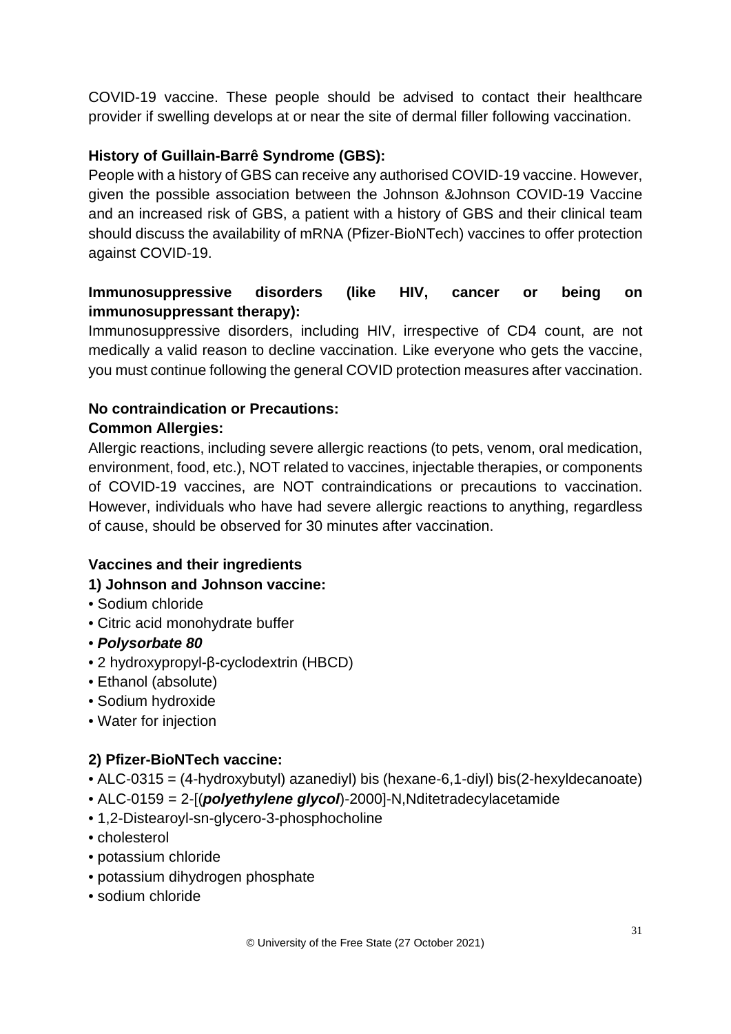COVID-19 vaccine. These people should be advised to contact their healthcare provider if swelling develops at or near the site of dermal filler following vaccination.

**History of Guillain-Barrê Syndrome (GBS):**

People with a history of GBS can receive any authorised COVID-19 vaccine. However, given the possible association between the Johnson &Johnson COVID-19 Vaccine and an increased risk of GBS, a patient with a history of GBS and their clinical team should discuss the availability of mRNA (Pfizer-BioNTech) vaccines to offer protection against COVID-19.

**Immunosuppressive disorders (like HIV, cancer or being on immunosuppressant therapy):**

Immunosuppressive disorders, including HIV, irrespective of CD4 count, are not medically a valid reason to decline vaccination. Like everyone who gets the vaccine, you must continue following the general COVID protection measures after vaccination.

**No contraindication or Precautions:**

**Common Allergies:**

Allergic reactions, including severe allergic reactions (to pets, venom, oral medication, environment, food, etc.), NOT related to vaccines, injectable therapies, or components of COVID-19 vaccines, are NOT contraindications or precautions to vaccination. However, individuals who have had severe allergic reactions to anything, regardless of cause, should be observed for 30 minutes after vaccination.

**Vaccines and their ingredients**

**1) Johnson and Johnson vaccine:**

- Sodium chloride
- Citric acid monohydrate buffer
- ***Polysorbate 80***
- 2 hydroxypropyl-β-cyclodextrin (HBCD)
- Ethanol (absolute)
- Sodium hydroxide
- Water for injection

**2) Pfizer-BioNTech vaccine:**

- ALC-0315 = (4-hydroxybutyl) azanediyl) bis (hexane-6,1-diyl) bis(2-hexyldecanoate)
- ALC-0159 = 2-[(***polyethylene glycol***)-2000]-N,Nditetradecylacetamide
- 1,2-Distearoyl-sn-glycero-3-phosphocholine
- cholesterol
- potassium chloride
- potassium dihydrogen phosphate
- sodium chloride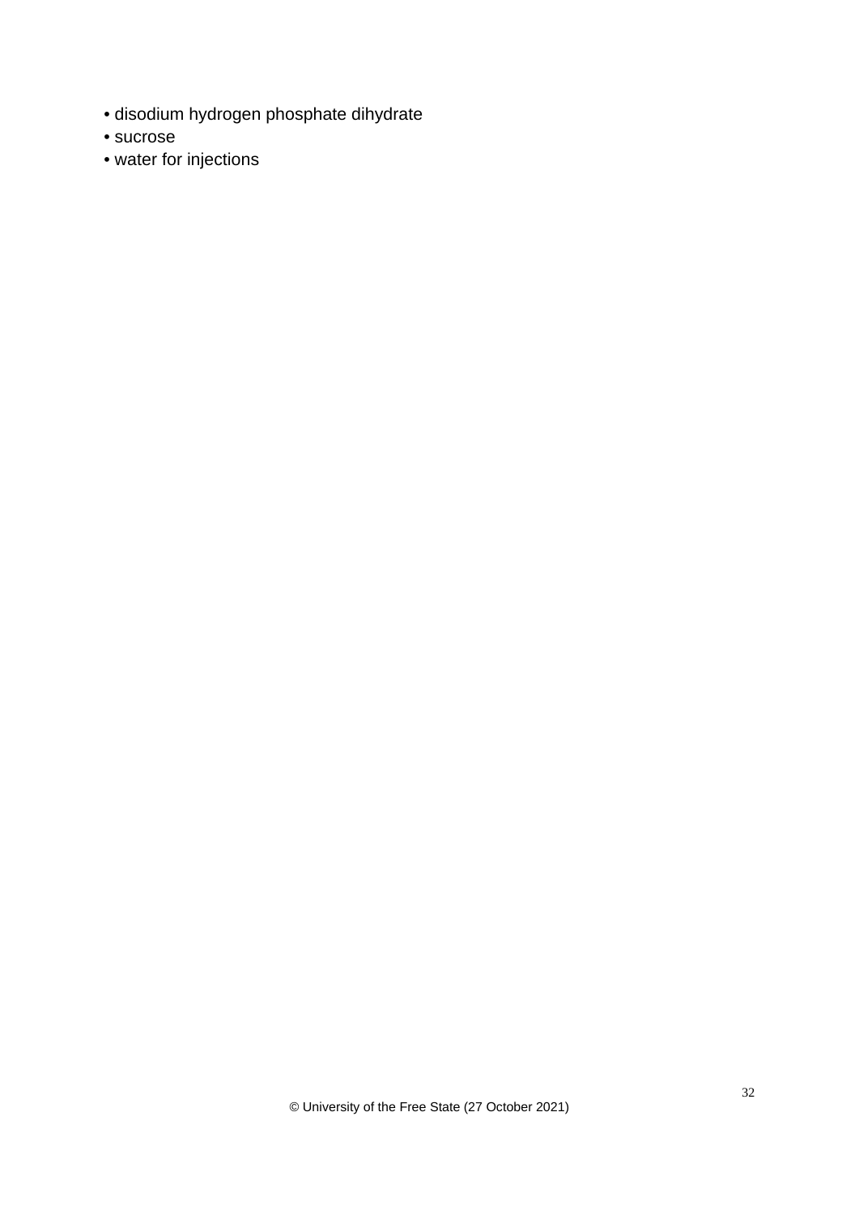- disodium hydrogen phosphate dihydrate
- sucrose
- water for injections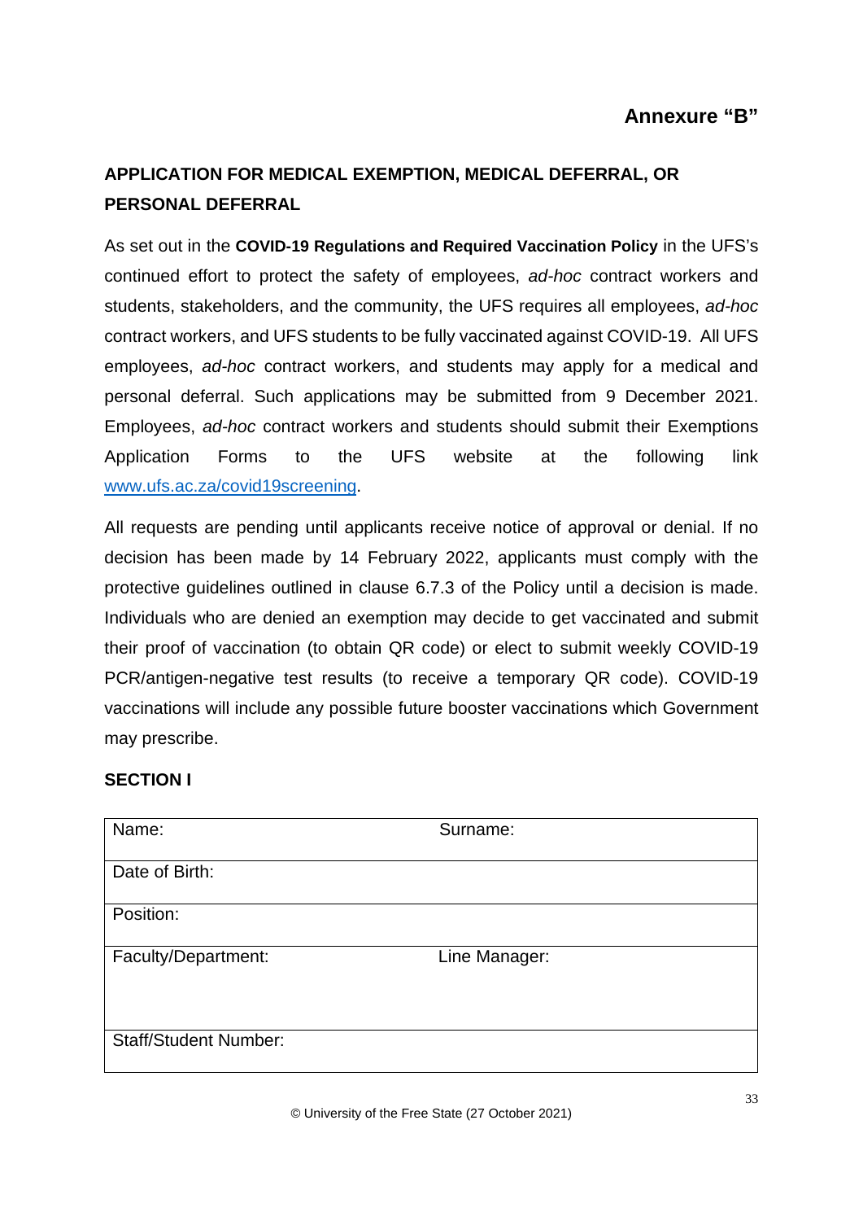**Annexure "B"**

## APPLICATION FOR MEDICAL EXEMPTION, MEDICAL DEFERRAL, OR PERSONAL DEFERRAL

As set out in the **COVID-19 Regulations and Required Vaccination Policy** in the UFS's continued effort to protect the safety of employees, *ad-hoc* contract workers and students, stakeholders, and the community, the UFS requires all employees, *ad-hoc* contract workers, and UFS students to be fully vaccinated against COVID-19. All UFS employees, *ad-hoc* contract workers, and students may apply for a medical and personal deferral. Such applications may be submitted from 9 December 2021. Employees, *ad-hoc* contract workers and students should submit their Exemptions Application Forms to the UFS website at the following link [www.ufs.ac.za/covid19screening](http://www.ufs.ac.za/covid19screening).

All requests are pending until applicants receive notice of approval or denial. If no decision has been made by 14 February 2022, applicants must comply with the protective guidelines outlined in clause 6.7.3 of the Policy until a decision is made. Individuals who are denied an exemption may decide to get vaccinated and submit their proof of vaccination (to obtain QR code) or elect to submit weekly COVID-19 PCR/antigen-negative test results (to receive a temporary QR code). COVID-19 vaccinations will include any possible future booster vaccinations which Government may prescribe.

### SECTION I

| Name: | Surname: |
|---|---|
| Date of Birth: | |
| Position: | |
| Faculty/Department: | Line Manager: |
| Staff/Student Number: | |

© University of the Free State (27 October 2021)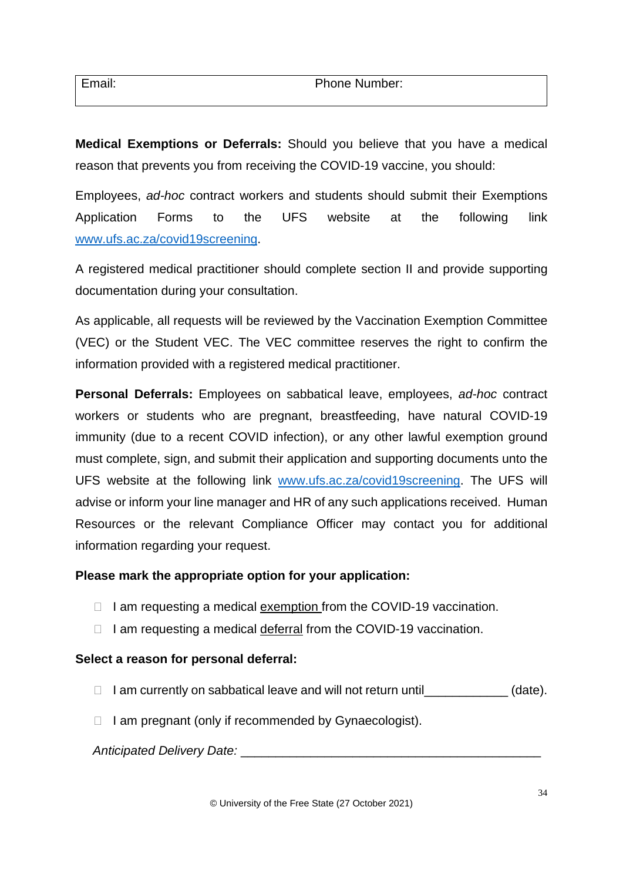| Email: | Phone Number: |
| --- | --- |

**Medical Exemptions or Deferrals:** Should you believe that you have a medical reason that prevents you from receiving the COVID-19 vaccine, you should:

Employees, *ad-hoc* contract workers and students should submit their Exemptions Application Forms to the UFS website at the following link www.ufs.ac.za/covid19screening.

A registered medical practitioner should complete section II and provide supporting documentation during your consultation.

As applicable, all requests will be reviewed by the Vaccination Exemption Committee (VEC) or the Student VEC. The VEC committee reserves the right to confirm the information provided with a registered medical practitioner.

**Personal Deferrals:** Employees on sabbatical leave, employees, *ad-hoc* contract workers or students who are pregnant, breastfeeding, have natural COVID-19 immunity (due to a recent COVID infection), or any other lawful exemption ground must complete, sign, and submit their application and supporting documents unto the UFS website at the following link www.ufs.ac.za/covid19screening. The UFS will advise or inform your line manager and HR of any such applications received. Human Resources or the relevant Compliance Officer may contact you for additional information regarding your request.

**Please mark the appropriate option for your application:**

- ☐ I am requesting a medical exemption from the COVID-19 vaccination.
- ☐ I am requesting a medical deferral from the COVID-19 vaccination.

**Select a reason for personal deferral:**

- ☐ I am currently on sabbatical leave and will not return until____________ (date).
- ☐ I am pregnant (only if recommended by Gynaecologist).

*Anticipated Delivery Date:* ___________________________________________

© University of the Free State (27 October 2021)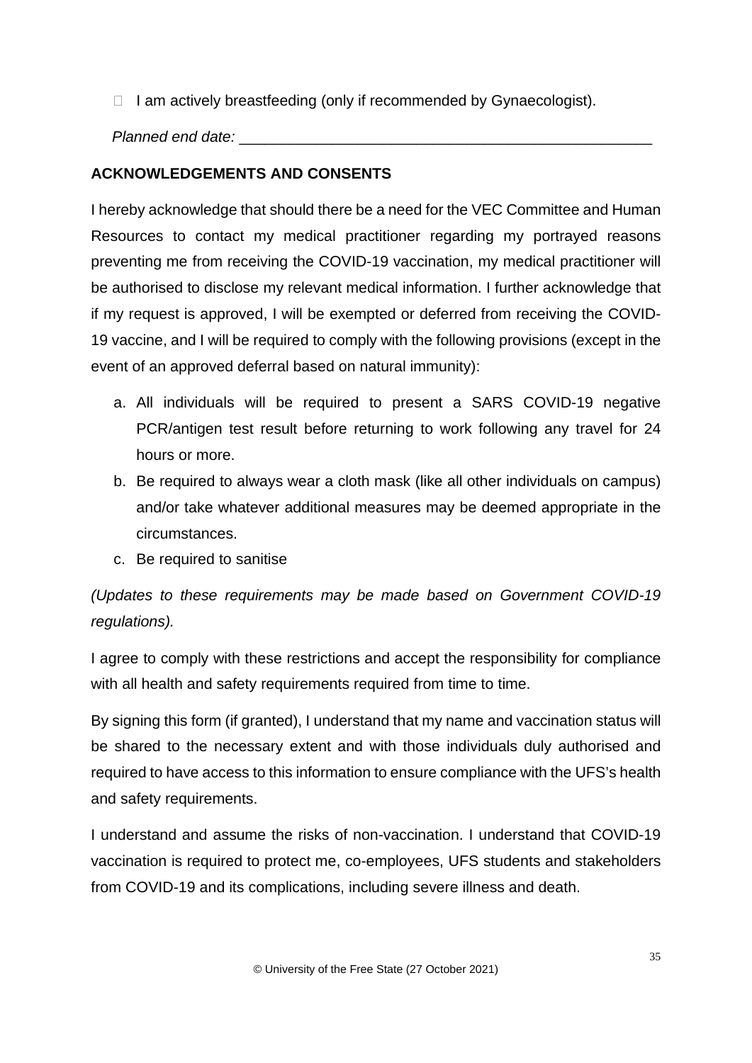- I am actively breastfeeding (only if recommended by Gynaecologist).

*Planned end date:* ___________________________________________________

**ACKNOWLEDGEMENTS AND CONSENTS**

I hereby acknowledge that should there be a need for the VEC Committee and Human Resources to contact my medical practitioner regarding my portrayed reasons preventing me from receiving the COVID-19 vaccination, my medical practitioner will be authorised to disclose my relevant medical information. I further acknowledge that if my request is approved, I will be exempted or deferred from receiving the COVID-19 vaccine, and I will be required to comply with the following provisions (except in the event of an approved deferral based on natural immunity):

a. All individuals will be required to present a SARS COVID-19 negative PCR/antigen test result before returning to work following any travel for 24 hours or more.
b. Be required to always wear a cloth mask (like all other individuals on campus) and/or take whatever additional measures may be deemed appropriate in the circumstances.
c. Be required to sanitise

*(Updates to these requirements may be made based on Government COVID-19 regulations).*

I agree to comply with these restrictions and accept the responsibility for compliance with all health and safety requirements required from time to time.

By signing this form (if granted), I understand that my name and vaccination status will be shared to the necessary extent and with those individuals duly authorised and required to have access to this information to ensure compliance with the UFS's health and safety requirements.

I understand and assume the risks of non-vaccination. I understand that COVID-19 vaccination is required to protect me, co-employees, UFS students and stakeholders from COVID-19 and its complications, including severe illness and death.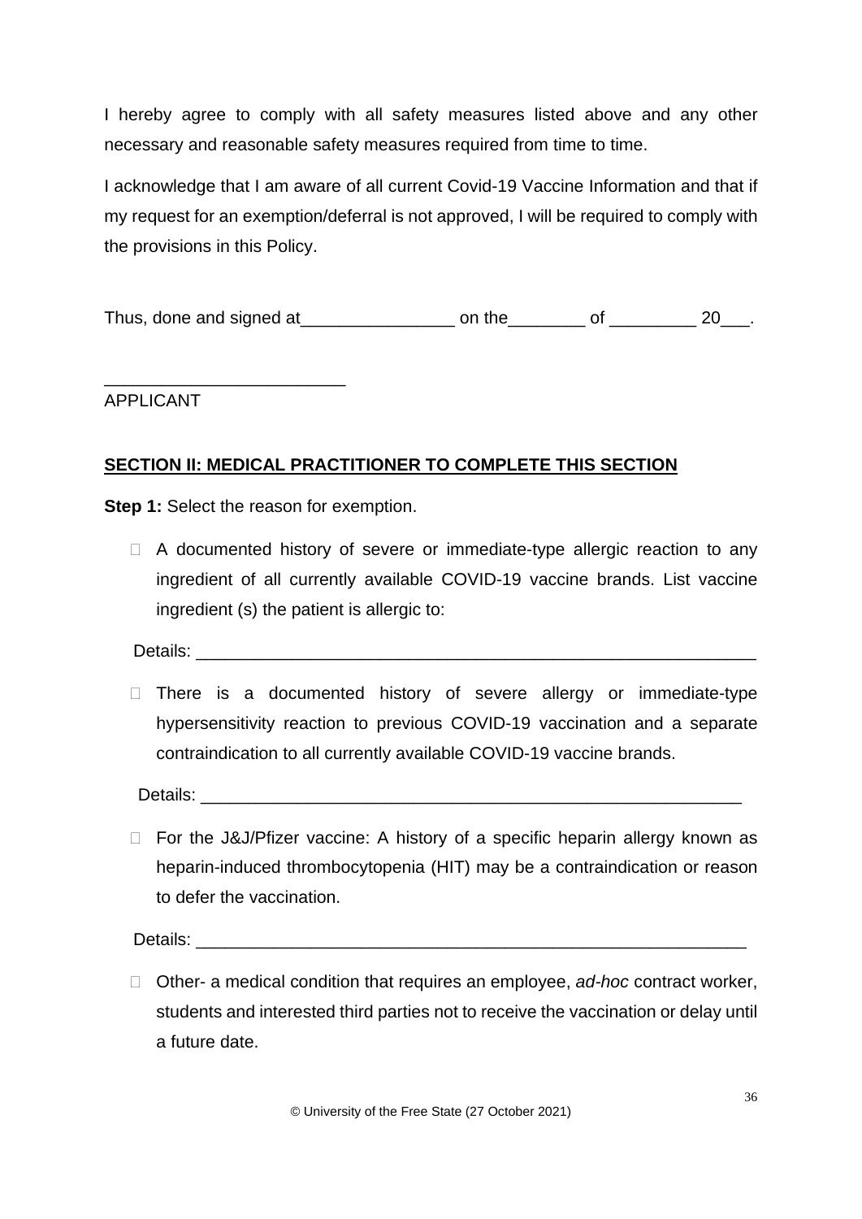I hereby agree to comply with all safety measures listed above and any other necessary and reasonable safety measures required from time to time.

I acknowledge that I am aware of all current Covid-19 Vaccine Information and that if my request for an exemption/deferral is not approved, I will be required to comply with the provisions in this Policy.

Thus, done and signed at________________ on the________ of _________ 20___.

_________________________

APPLICANT

**SECTION II: MEDICAL PRACTITIONER TO COMPLETE THIS SECTION**

**Step 1:** Select the reason for exemption.

- ☐ A documented history of severe or immediate-type allergic reaction to any ingredient of all currently available COVID-19 vaccine brands. List vaccine ingredient (s) the patient is allergic to:

  Details: ____________________________________________________________

- ☐ There is a documented history of severe allergy or immediate-type hypersensitivity reaction to previous COVID-19 vaccination and a separate contraindication to all currently available COVID-19 vaccine brands.

  Details: __________________________________________________________

- ☐ For the J&J/Pfizer vaccine: A history of a specific heparin allergy known as heparin-induced thrombocytopenia (HIT) may be a contraindication or reason to defer the vaccination.

  Details: ___________________________________________________________

- ☐ Other- a medical condition that requires an employee, *ad-hoc* contract worker, students and interested third parties not to receive the vaccination or delay until a future date.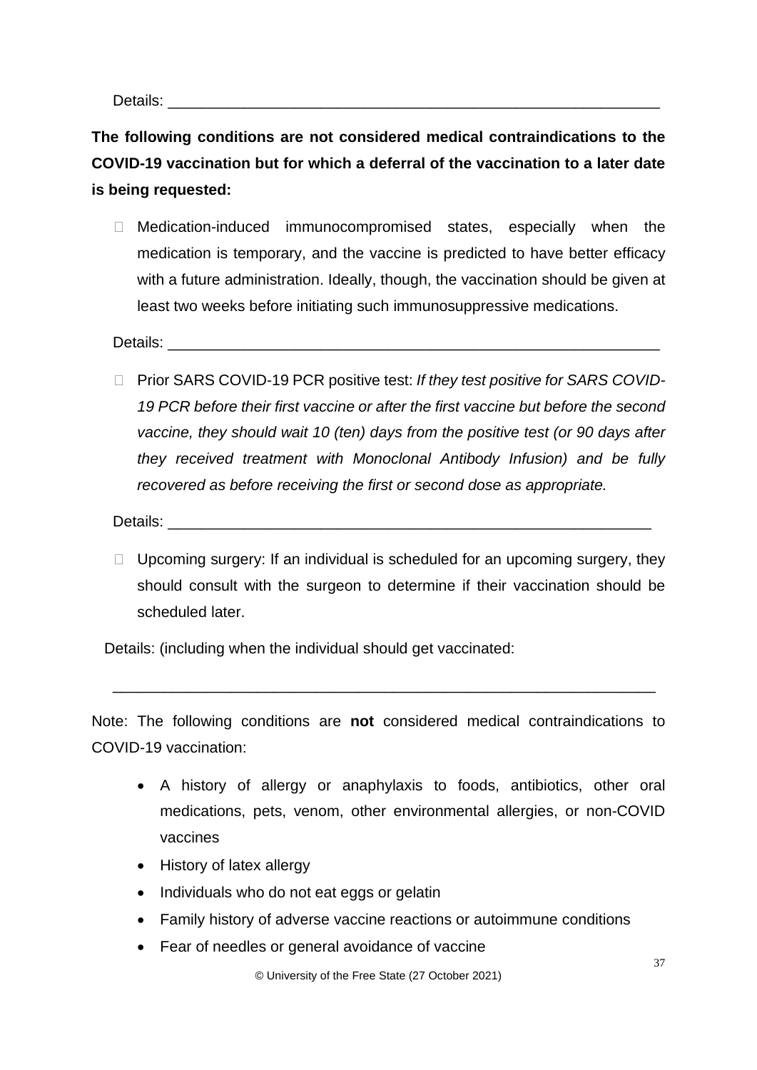Details: ____________________________________________________________

**The following conditions are not considered medical contraindications to the COVID-19 vaccination but for which a deferral of the vaccination to a later date is being requested:**

- ☐ Medication-induced immunocompromised states, especially when the medication is temporary, and the vaccine is predicted to have better efficacy with a future administration. Ideally, though, the vaccination should be given at least two weeks before initiating such immunosuppressive medications.

Details: ____________________________________________________________

- ☐ Prior SARS COVID-19 PCR positive test: *If they test positive for SARS COVID-19 PCR before their first vaccine or after the first vaccine but before the second vaccine, they should wait 10 (ten) days from the positive test (or 90 days after they received treatment with Monoclonal Antibody Infusion) and be fully recovered as before receiving the first or second dose as appropriate.*

Details: ____________________________________________________________

- ☐ Upcoming surgery: If an individual is scheduled for an upcoming surgery, they should consult with the surgeon to determine if their vaccination should be scheduled later.

Details: (including when the individual should get vaccinated:

____________________________________________________________________

Note: The following conditions are **not** considered medical contraindications to COVID-19 vaccination:

- A history of allergy or anaphylaxis to foods, antibiotics, other oral medications, pets, venom, other environmental allergies, or non-COVID vaccines
- History of latex allergy
- Individuals who do not eat eggs or gelatin
- Family history of adverse vaccine reactions or autoimmune conditions
- Fear of needles or general avoidance of vaccine

© University of the Free State (27 October 2021)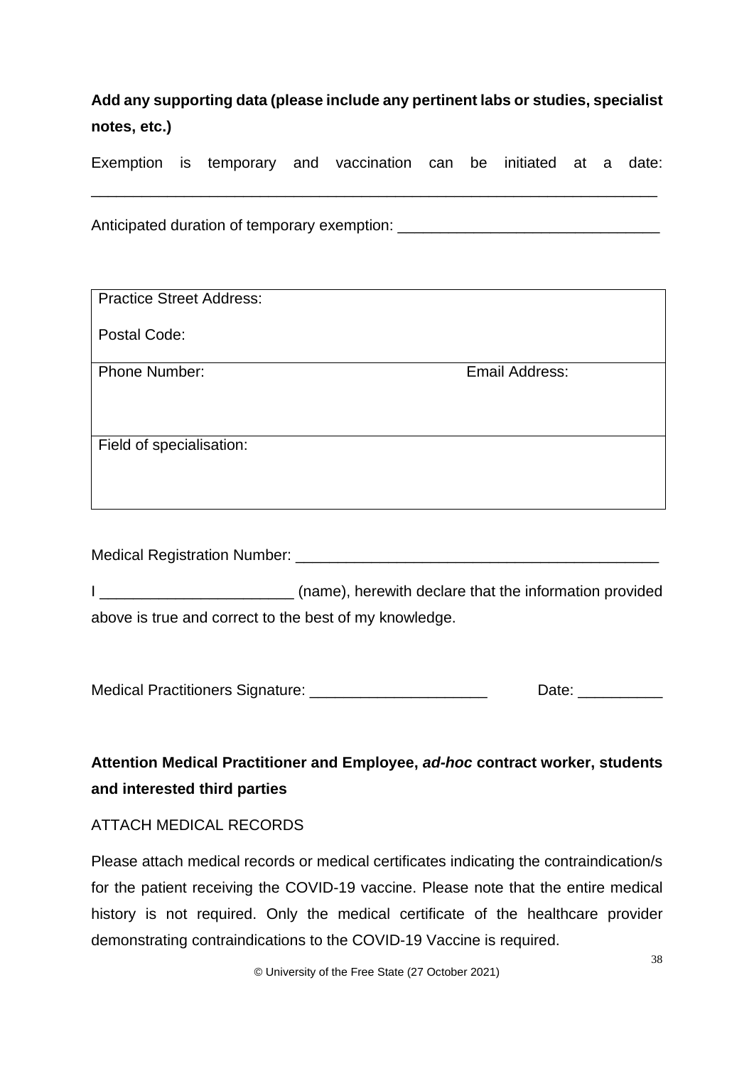**Add any supporting data (please include any pertinent labs or studies, specialist notes, etc.)**

Exemption is temporary and vaccination can be initiated at a date: ___________________________________________________________________

Anticipated duration of temporary exemption: ______________________________

| Practice Street Address:<br><br>Postal Code: | |
|---|---|
| Phone Number: | Email Address: |
| Field of specialisation: | |

Medical Registration Number: ____________________________________________

I _______________________ (name), herewith declare that the information provided above is true and correct to the best of my knowledge.

Medical Practitioners Signature: _____________________ Date: __________

**Attention Medical Practitioner and Employee, *ad-hoc* contract worker, students and interested third parties**

ATTACH MEDICAL RECORDS

Please attach medical records or medical certificates indicating the contraindication/s for the patient receiving the COVID-19 vaccine. Please note that the entire medical history is not required. Only the medical certificate of the healthcare provider demonstrating contraindications to the COVID-19 Vaccine is required.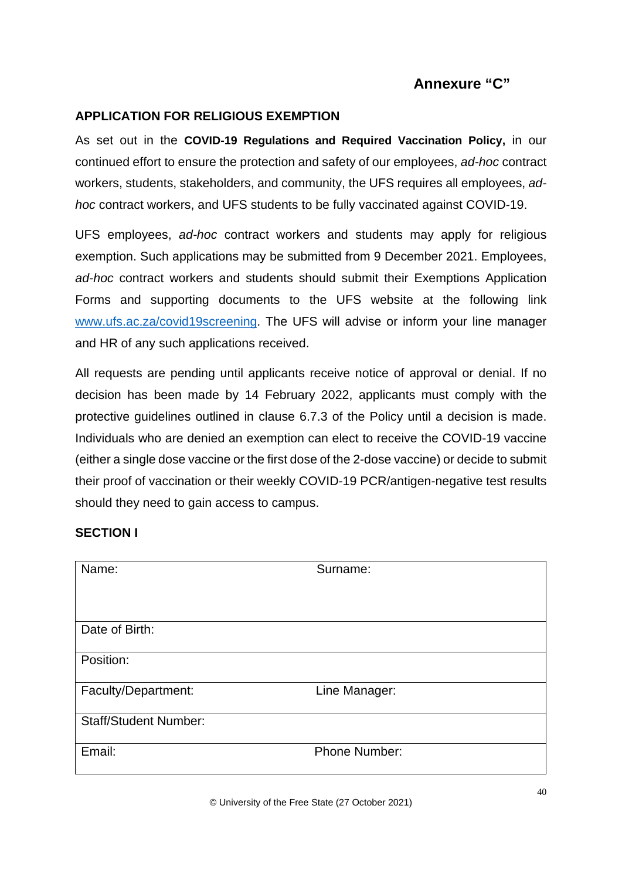# Annexure "C"

## APPLICATION FOR RELIGIOUS EXEMPTION

As set out in the **COVID-19 Regulations and Required Vaccination Policy,** in our continued effort to ensure the protection and safety of our employees, *ad-hoc* contract workers, students, stakeholders, and community, the UFS requires all employees, *ad-hoc* contract workers, and UFS students to be fully vaccinated against COVID-19.

UFS employees, *ad-hoc* contract workers and students may apply for religious exemption. Such applications may be submitted from 9 December 2021. Employees, *ad-hoc* contract workers and students should submit their Exemptions Application Forms and supporting documents to the UFS website at the following link [www.ufs.ac.za/covid19screening](http://www.ufs.ac.za/covid19screening). The UFS will advise or inform your line manager and HR of any such applications received.

All requests are pending until applicants receive notice of approval or denial. If no decision has been made by 14 February 2022, applicants must comply with the protective guidelines outlined in clause 6.7.3 of the Policy until a decision is made. Individuals who are denied an exemption can elect to receive the COVID-19 vaccine (either a single dose vaccine or the first dose of the 2-dose vaccine) or decide to submit their proof of vaccination or their weekly COVID-19 PCR/antigen-negative test results should they need to gain access to campus.

### SECTION I

| Name: | Surname: |
|---|---|
| Date of Birth: | |
| Position: | |
| Faculty/Department: | Line Manager: |
| Staff/Student Number: | |
| Email: | Phone Number: |

© University of the Free State (27 October 2021)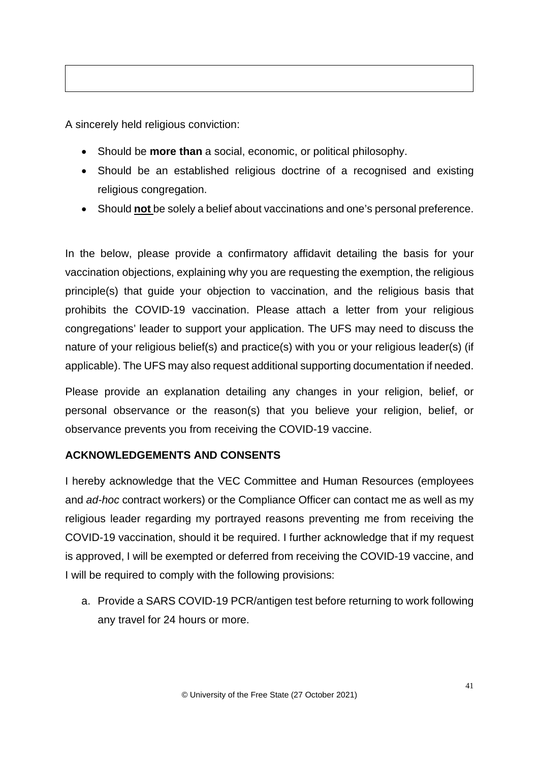A sincerely held religious conviction:

- Should be **more than** a social, economic, or political philosophy.
- Should be an established religious doctrine of a recognised and existing religious congregation.
- Should **not** be solely a belief about vaccinations and one's personal preference.

In the below, please provide a confirmatory affidavit detailing the basis for your vaccination objections, explaining why you are requesting the exemption, the religious principle(s) that guide your objection to vaccination, and the religious basis that prohibits the COVID-19 vaccination. Please attach a letter from your religious congregations' leader to support your application. The UFS may need to discuss the nature of your religious belief(s) and practice(s) with you or your religious leader(s) (if applicable). The UFS may also request additional supporting documentation if needed.

Please provide an explanation detailing any changes in your religion, belief, or personal observance or the reason(s) that you believe your religion, belief, or observance prevents you from receiving the COVID-19 vaccine.

**ACKNOWLEDGEMENTS AND CONSENTS**

I hereby acknowledge that the VEC Committee and Human Resources (employees and *ad-hoc* contract workers) or the Compliance Officer can contact me as well as my religious leader regarding my portrayed reasons preventing me from receiving the COVID-19 vaccination, should it be required. I further acknowledge that if my request is approved, I will be exempted or deferred from receiving the COVID-19 vaccine, and I will be required to comply with the following provisions:

a. Provide a SARS COVID-19 PCR/antigen test before returning to work following any travel for 24 hours or more.

© University of the Free State (27 October 2021)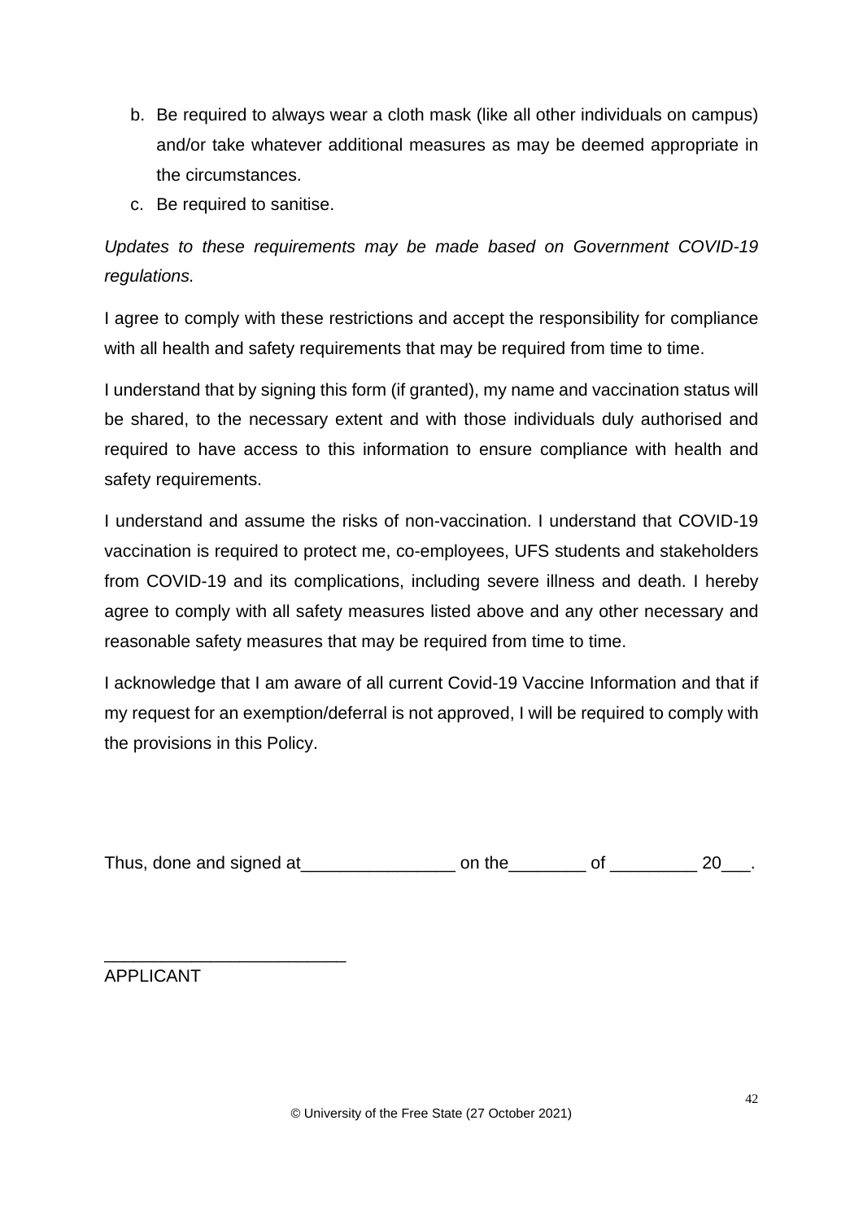b. Be required to always wear a cloth mask (like all other individuals on campus) and/or take whatever additional measures as may be deemed appropriate in the circumstances.
c. Be required to sanitise.

*Updates to these requirements may be made based on Government COVID-19 regulations.*

I agree to comply with these restrictions and accept the responsibility for compliance with all health and safety requirements that may be required from time to time.

I understand that by signing this form (if granted), my name and vaccination status will be shared, to the necessary extent and with those individuals duly authorised and required to have access to this information to ensure compliance with health and safety requirements.

I understand and assume the risks of non-vaccination. I understand that COVID-19 vaccination is required to protect me, co-employees, UFS students and stakeholders from COVID-19 and its complications, including severe illness and death. I hereby agree to comply with all safety measures listed above and any other necessary and reasonable safety measures that may be required from time to time.

I acknowledge that I am aware of all current Covid-19 Vaccine Information and that if my request for an exemption/deferral is not approved, I will be required to comply with the provisions in this Policy.

Thus, done and signed at________________ on the________ of _________ 20___.

_________________________
APPLICANT

© University of the Free State (27 October 2021)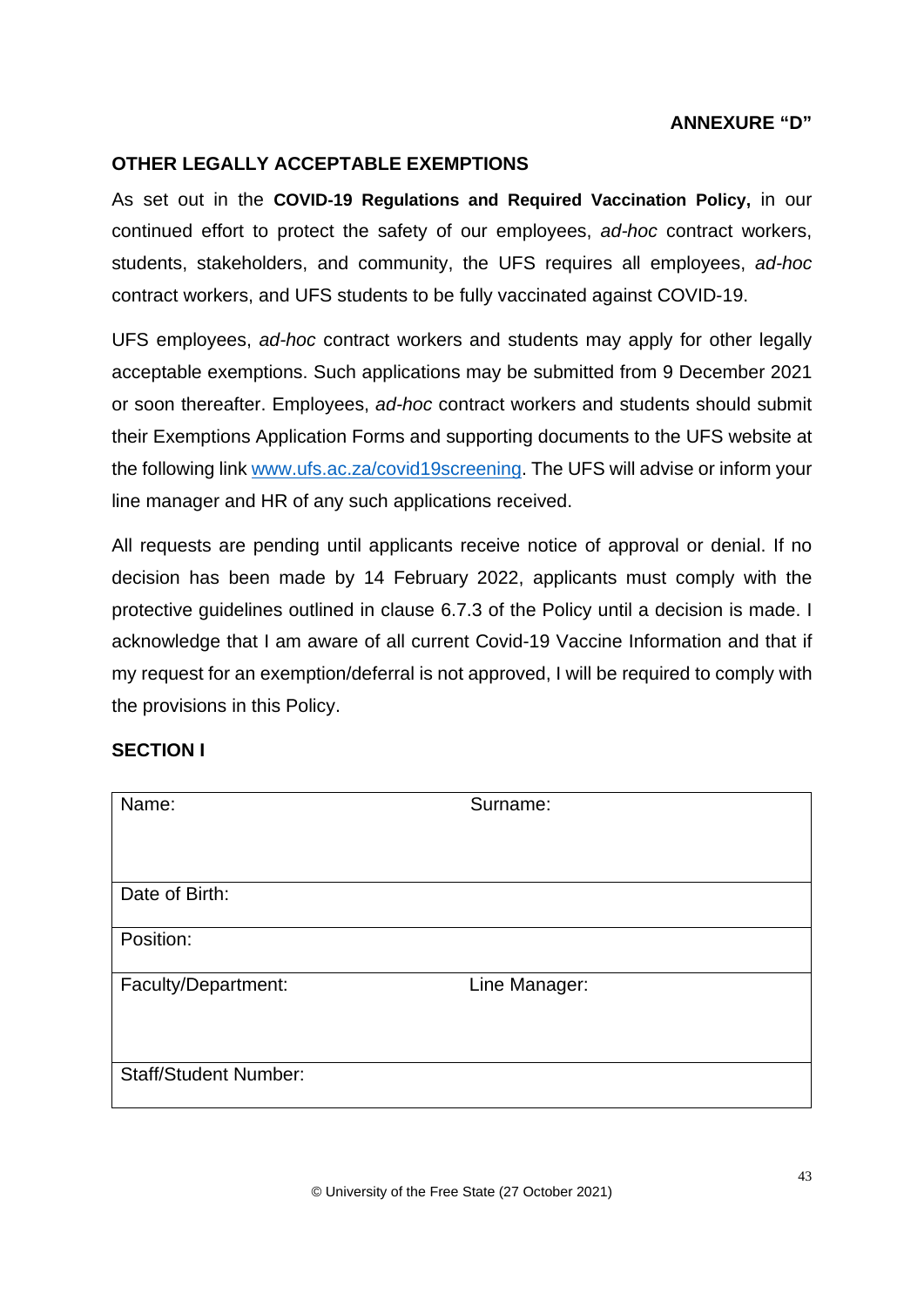**ANNEXURE "D"**

## OTHER LEGALLY ACCEPTABLE EXEMPTIONS

As set out in the **COVID-19 Regulations and Required Vaccination Policy,** in our continued effort to protect the safety of our employees, *ad-hoc* contract workers, students, stakeholders, and community, the UFS requires all employees, *ad-hoc* contract workers, and UFS students to be fully vaccinated against COVID-19.

UFS employees, *ad-hoc* contract workers and students may apply for other legally acceptable exemptions. Such applications may be submitted from 9 December 2021 or soon thereafter. Employees, *ad-hoc* contract workers and students should submit their Exemptions Application Forms and supporting documents to the UFS website at the following link [www.ufs.ac.za/covid19screening](http://www.ufs.ac.za/covid19screening). The UFS will advise or inform your line manager and HR of any such applications received.

All requests are pending until applicants receive notice of approval or denial. If no decision has been made by 14 February 2022, applicants must comply with the protective guidelines outlined in clause 6.7.3 of the Policy until a decision is made. I acknowledge that I am aware of all current Covid-19 Vaccine Information and that if my request for an exemption/deferral is not approved, I will be required to comply with the provisions in this Policy.

## SECTION I

| Name: | Surname: |
|---|---|
| Date of Birth: | |
| Position: | |
| Faculty/Department: | Line Manager: |
| Staff/Student Number: | |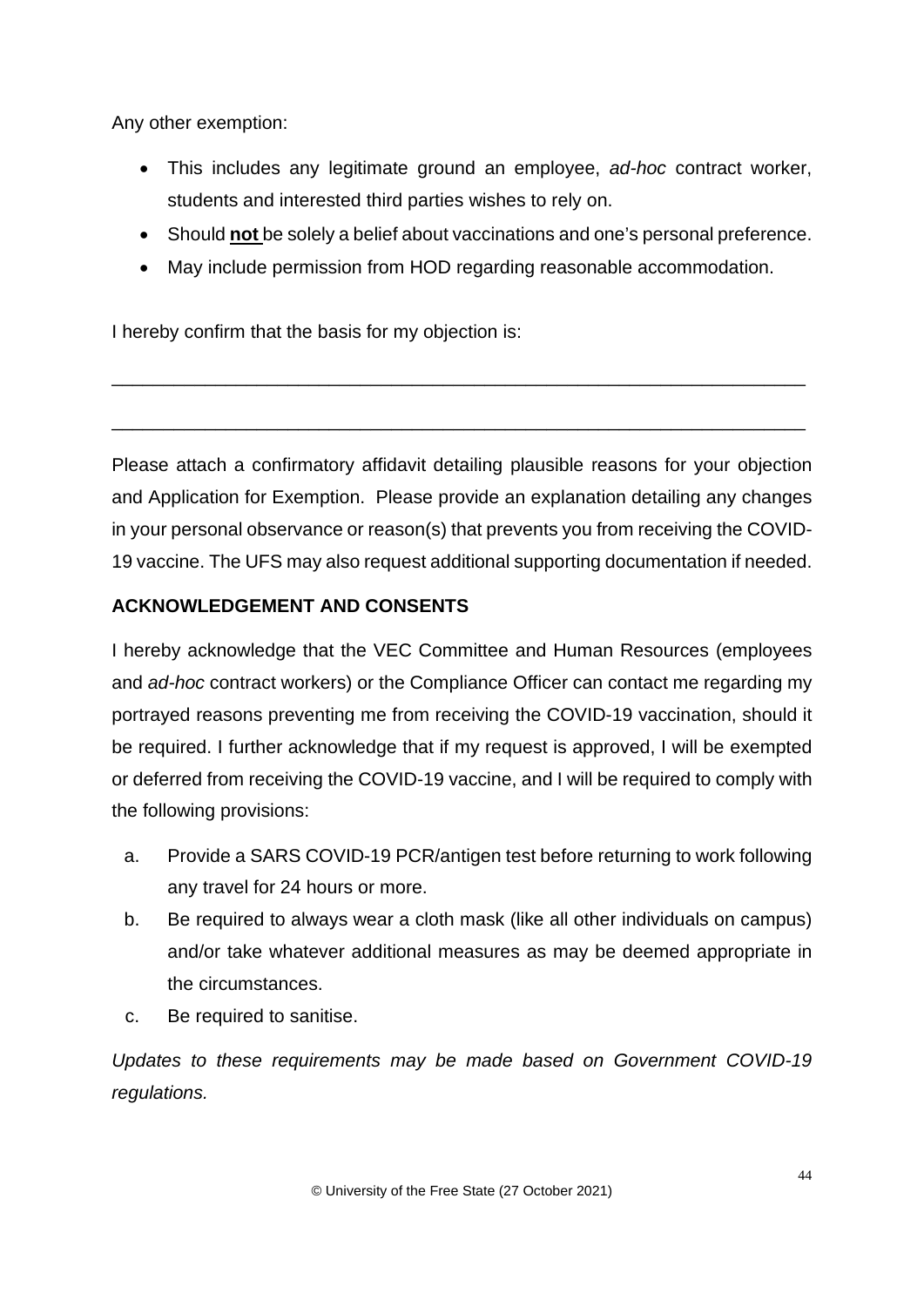Any other exemption:

- This includes any legitimate ground an employee, *ad-hoc* contract worker, students and interested third parties wishes to rely on.
- Should **not** be solely a belief about vaccinations and one's personal preference.
- May include permission from HOD regarding reasonable accommodation.

I hereby confirm that the basis for my objection is:

_______________________________________________________________________

_______________________________________________________________________

Please attach a confirmatory affidavit detailing plausible reasons for your objection and Application for Exemption. Please provide an explanation detailing any changes in your personal observance or reason(s) that prevents you from receiving the COVID-19 vaccine. The UFS may also request additional supporting documentation if needed.

**ACKNOWLEDGEMENT AND CONSENTS**

I hereby acknowledge that the VEC Committee and Human Resources (employees and *ad-hoc* contract workers) or the Compliance Officer can contact me regarding my portrayed reasons preventing me from receiving the COVID-19 vaccination, should it be required. I further acknowledge that if my request is approved, I will be exempted or deferred from receiving the COVID-19 vaccine, and I will be required to comply with the following provisions:

a. Provide a SARS COVID-19 PCR/antigen test before returning to work following any travel for 24 hours or more.
b. Be required to always wear a cloth mask (like all other individuals on campus) and/or take whatever additional measures as may be deemed appropriate in the circumstances.
c. Be required to sanitise.

*Updates to these requirements may be made based on Government COVID-19 regulations.*

© University of the Free State (27 October 2021)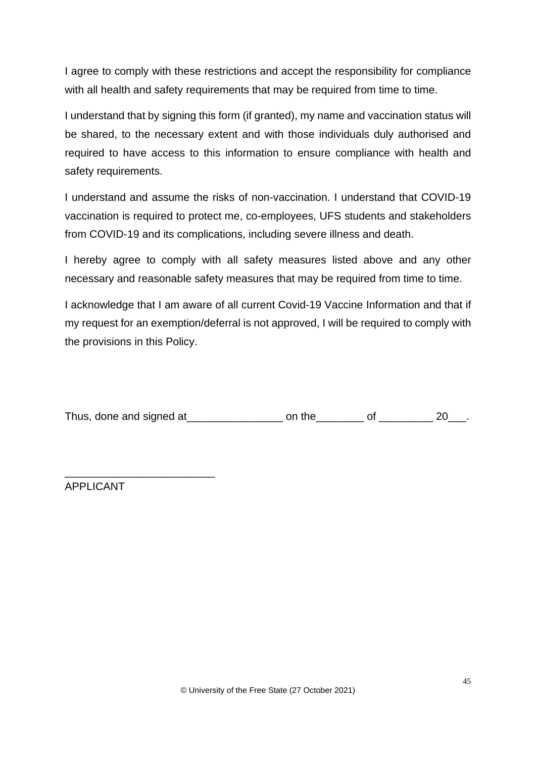I agree to comply with these restrictions and accept the responsibility for compliance with all health and safety requirements that may be required from time to time.

I understand that by signing this form (if granted), my name and vaccination status will be shared, to the necessary extent and with those individuals duly authorised and required to have access to this information to ensure compliance with health and safety requirements.

I understand and assume the risks of non-vaccination. I understand that COVID-19 vaccination is required to protect me, co-employees, UFS students and stakeholders from COVID-19 and its complications, including severe illness and death.

I hereby agree to comply with all safety measures listed above and any other necessary and reasonable safety measures that may be required from time to time.

I acknowledge that I am aware of all current Covid-19 Vaccine Information and that if my request for an exemption/deferral is not approved, I will be required to comply with the provisions in this Policy.

Thus, done and signed at________________ on the________ of _________ 20___.

_________________________

APPLICANT

© University of the Free State (27 October 2021)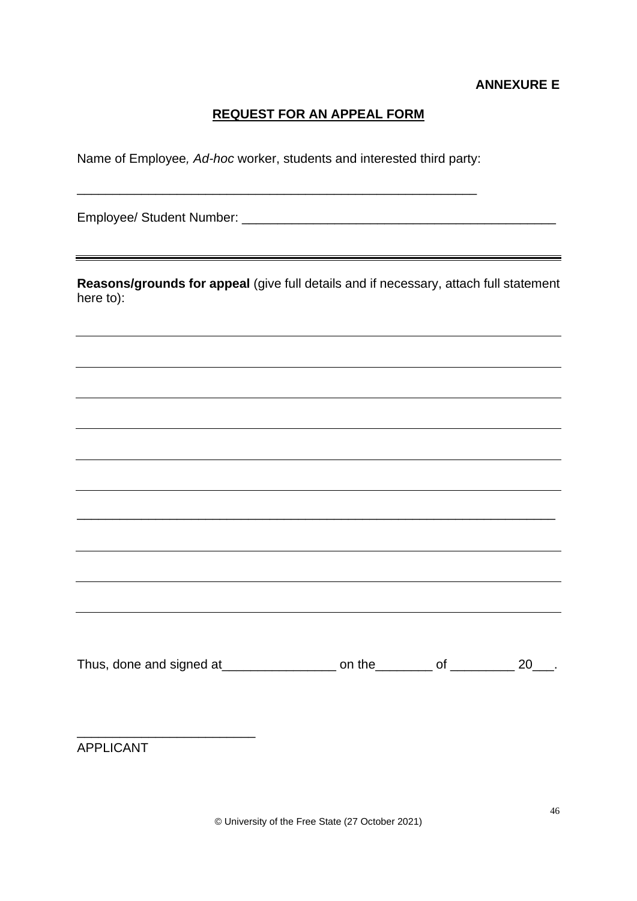**ANNEXURE E**

## REQUEST FOR AN APPEAL FORM

Name of Employee, *Ad-hoc* worker, students and interested third party:

_______________________________________________________

Employee/ Student Number: ____________________________________________

---

**Reasons/grounds for appeal** (give full details and if necessary, attach full statement here to):

_____________________________________________________________________

_____________________________________________________________________

_____________________________________________________________________

_____________________________________________________________________

_____________________________________________________________________

_____________________________________________________________________

_____________________________________________________________________

_____________________________________________________________________

_____________________________________________________________________

_____________________________________________________________________

Thus, done and signed at________________ on the________ of _________ 20___.

________________________

APPLICANT

© University of the Free State (27 October 2021)